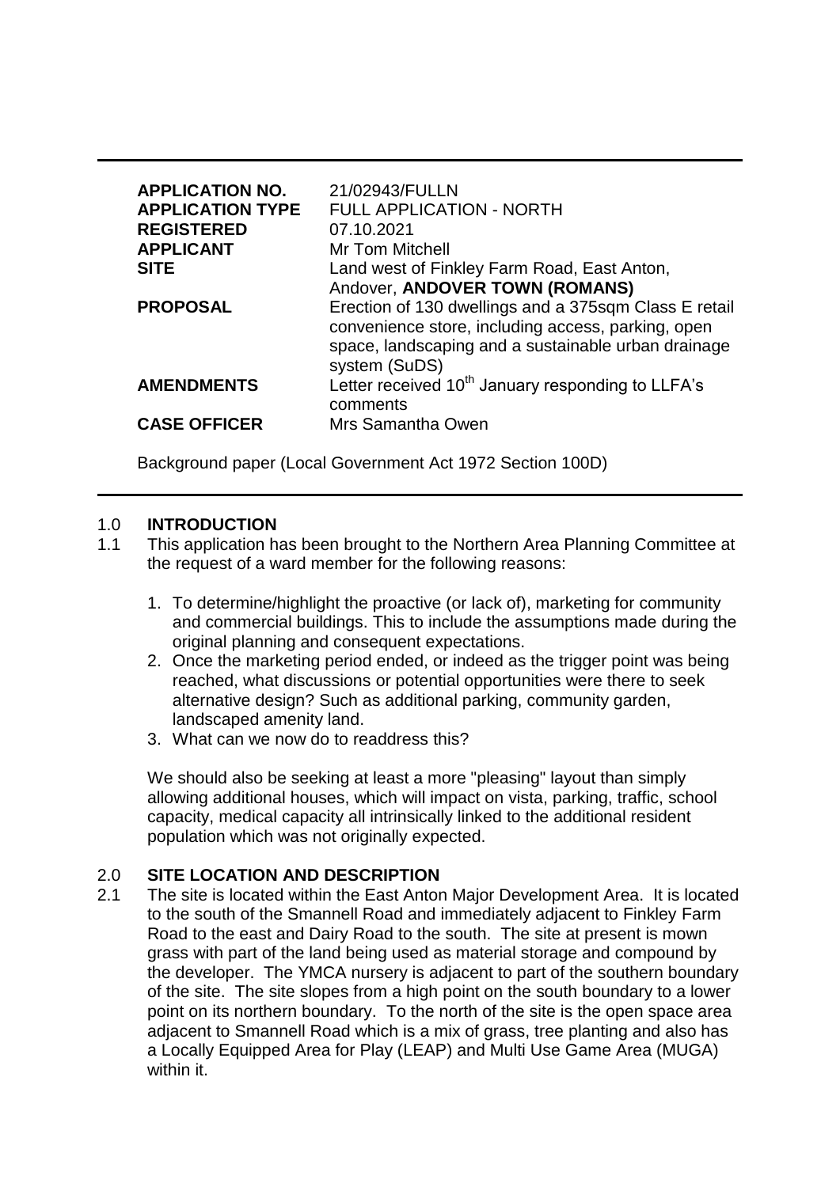| | |
|---|---|
| **APPLICATION NO.** | 21/02943/FULLN |
| **APPLICATION TYPE** | FULL APPLICATION - NORTH |
| **REGISTERED** | 07.10.2021 |
| **APPLICANT** | Mr Tom Mitchell |
| **SITE** | Land west of Finkley Farm Road, East Anton, Andover, **ANDOVER TOWN (ROMANS)** |
| **PROPOSAL** | Erection of 130 dwellings and a 375sqm Class E retail convenience store, including access, parking, open space, landscaping and a sustainable urban drainage system (SuDS) |
| **AMENDMENTS** | Letter received 10th January responding to LLFA's comments |
| **CASE OFFICER** | Mrs Samantha Owen |

Background paper (Local Government Act 1972 Section 100D)

## 1.0 INTRODUCTION

1.1 This application has been brought to the Northern Area Planning Committee at the request of a ward member for the following reasons:

1. To determine/highlight the proactive (or lack of), marketing for community and commercial buildings. This to include the assumptions made during the original planning and consequent expectations.
2. Once the marketing period ended, or indeed as the trigger point was being reached, what discussions or potential opportunities were there to seek alternative design? Such as additional parking, community garden, landscaped amenity land.
3. What can we now do to readdress this?

We should also be seeking at least a more "pleasing" layout than simply allowing additional houses, which will impact on vista, parking, traffic, school capacity, medical capacity all intrinsically linked to the additional resident population which was not originally expected.

## 2.0 SITE LOCATION AND DESCRIPTION

2.1 The site is located within the East Anton Major Development Area. It is located to the south of the Smannell Road and immediately adjacent to Finkley Farm Road to the east and Dairy Road to the south. The site at present is mown grass with part of the land being used as material storage and compound by the developer. The YMCA nursery is adjacent to part of the southern boundary of the site. The site slopes from a high point on the south boundary to a lower point on its northern boundary. To the north of the site is the open space area adjacent to Smannell Road which is a mix of grass, tree planting and also has a Locally Equipped Area for Play (LEAP) and Multi Use Game Area (MUGA) within it.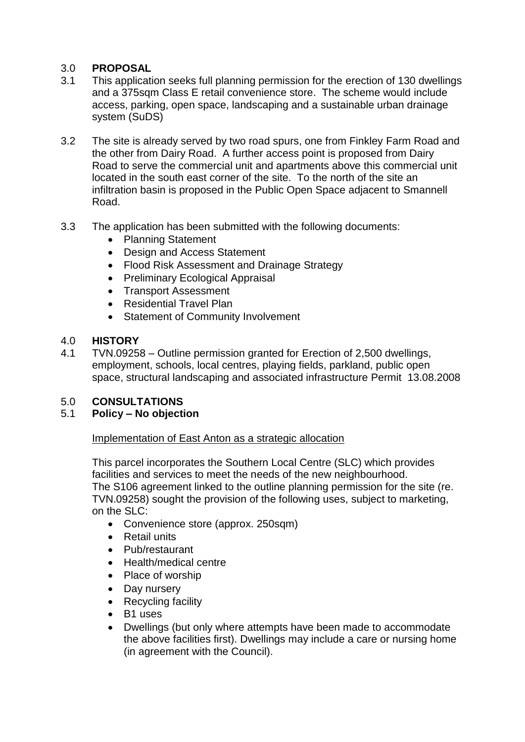## 3.0 **PROPOSAL**

3.1 This application seeks full planning permission for the erection of 130 dwellings and a 375sqm Class E retail convenience store. The scheme would include access, parking, open space, landscaping and a sustainable urban drainage system (SuDS)

3.2 The site is already served by two road spurs, one from Finkley Farm Road and the other from Dairy Road. A further access point is proposed from Dairy Road to serve the commercial unit and apartments above this commercial unit located in the south east corner of the site. To the north of the site an infiltration basin is proposed in the Public Open Space adjacent to Smannell Road.

3.3 The application has been submitted with the following documents:

- Planning Statement
- Design and Access Statement
- Flood Risk Assessment and Drainage Strategy
- Preliminary Ecological Appraisal
- Transport Assessment
- Residential Travel Plan
- Statement of Community Involvement

## 4.0 **HISTORY**

4.1 TVN.09258 – Outline permission granted for Erection of 2,500 dwellings, employment, schools, local centres, playing fields, parkland, public open space, structural landscaping and associated infrastructure Permit 13.08.2008

## 5.0 **CONSULTATIONS**

### 5.1 **Policy – No objection**

Implementation of East Anton as a strategic allocation

This parcel incorporates the Southern Local Centre (SLC) which provides facilities and services to meet the needs of the new neighbourhood. The S106 agreement linked to the outline planning permission for the site (re. TVN.09258) sought the provision of the following uses, subject to marketing, on the SLC:

- Convenience store (approx. 250sqm)
- Retail units
- Pub/restaurant
- Health/medical centre
- Place of worship
- Day nursery
- Recycling facility
- B1 uses
- Dwellings (but only where attempts have been made to accommodate the above facilities first). Dwellings may include a care or nursing home (in agreement with the Council).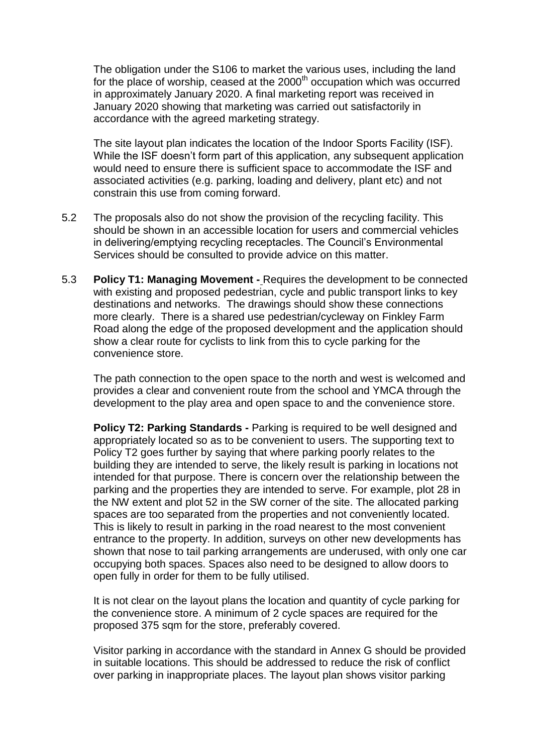The obligation under the S106 to market the various uses, including the land for the place of worship, ceased at the 2000th occupation which was occurred in approximately January 2020. A final marketing report was received in January 2020 showing that marketing was carried out satisfactorily in accordance with the agreed marketing strategy.

The site layout plan indicates the location of the Indoor Sports Facility (ISF). While the ISF doesn't form part of this application, any subsequent application would need to ensure there is sufficient space to accommodate the ISF and associated activities (e.g. parking, loading and delivery, plant etc) and not constrain this use from coming forward.

5.2 The proposals also do not show the provision of the recycling facility. This should be shown in an accessible location for users and commercial vehicles in delivering/emptying recycling receptacles. The Council's Environmental Services should be consulted to provide advice on this matter.

5.3 **Policy T1: Managing Movement -** Requires the development to be connected with existing and proposed pedestrian, cycle and public transport links to key destinations and networks. The drawings should show these connections more clearly. There is a shared use pedestrian/cycleway on Finkley Farm Road along the edge of the proposed development and the application should show a clear route for cyclists to link from this to cycle parking for the convenience store.

The path connection to the open space to the north and west is welcomed and provides a clear and convenient route from the school and YMCA through the development to the play area and open space to and the convenience store.

**Policy T2: Parking Standards -** Parking is required to be well designed and appropriately located so as to be convenient to users. The supporting text to Policy T2 goes further by saying that where parking poorly relates to the building they are intended to serve, the likely result is parking in locations not intended for that purpose. There is concern over the relationship between the parking and the properties they are intended to serve. For example, plot 28 in the NW extent and plot 52 in the SW corner of the site. The allocated parking spaces are too separated from the properties and not conveniently located. This is likely to result in parking in the road nearest to the most convenient entrance to the property. In addition, surveys on other new developments has shown that nose to tail parking arrangements are underused, with only one car occupying both spaces. Spaces also need to be designed to allow doors to open fully in order for them to be fully utilised.

It is not clear on the layout plans the location and quantity of cycle parking for the convenience store. A minimum of 2 cycle spaces are required for the proposed 375 sqm for the store, preferably covered.

Visitor parking in accordance with the standard in Annex G should be provided in suitable locations. This should be addressed to reduce the risk of conflict over parking in inappropriate places. The layout plan shows visitor parking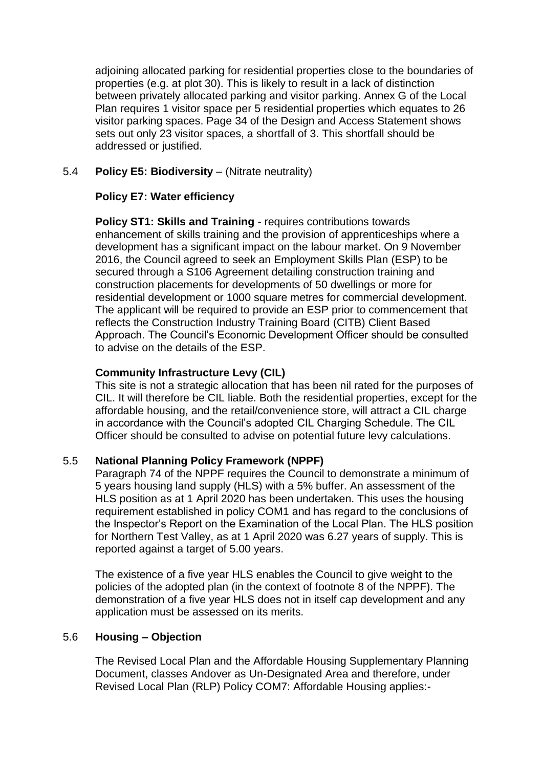adjoining allocated parking for residential properties close to the boundaries of properties (e.g. at plot 30). This is likely to result in a lack of distinction between privately allocated parking and visitor parking. Annex G of the Local Plan requires 1 visitor space per 5 residential properties which equates to 26 visitor parking spaces. Page 34 of the Design and Access Statement shows sets out only 23 visitor spaces, a shortfall of 3. This shortfall should be addressed or justified.

5.4 **Policy E5: Biodiversity** – (Nitrate neutrality)

**Policy E7: Water efficiency**

**Policy ST1: Skills and Training** - requires contributions towards enhancement of skills training and the provision of apprenticeships where a development has a significant impact on the labour market. On 9 November 2016, the Council agreed to seek an Employment Skills Plan (ESP) to be secured through a S106 Agreement detailing construction training and construction placements for developments of 50 dwellings or more for residential development or 1000 square metres for commercial development. The applicant will be required to provide an ESP prior to commencement that reflects the Construction Industry Training Board (CITB) Client Based Approach. The Council's Economic Development Officer should be consulted to advise on the details of the ESP.

**Community Infrastructure Levy (CIL)**
This site is not a strategic allocation that has been nil rated for the purposes of CIL. It will therefore be CIL liable. Both the residential properties, except for the affordable housing, and the retail/convenience store, will attract a CIL charge in accordance with the Council's adopted CIL Charging Schedule. The CIL Officer should be consulted to advise on potential future levy calculations.

5.5 **National Planning Policy Framework (NPPF)**
Paragraph 74 of the NPPF requires the Council to demonstrate a minimum of 5 years housing land supply (HLS) with a 5% buffer. An assessment of the HLS position as at 1 April 2020 has been undertaken. This uses the housing requirement established in policy COM1 and has regard to the conclusions of the Inspector's Report on the Examination of the Local Plan. The HLS position for Northern Test Valley, as at 1 April 2020 was 6.27 years of supply. This is reported against a target of 5.00 years.

The existence of a five year HLS enables the Council to give weight to the policies of the adopted plan (in the context of footnote 8 of the NPPF). The demonstration of a five year HLS does not in itself cap development and any application must be assessed on its merits.

5.6 **Housing – Objection**

The Revised Local Plan and the Affordable Housing Supplementary Planning Document, classes Andover as Un-Designated Area and therefore, under Revised Local Plan (RLP) Policy COM7: Affordable Housing applies:-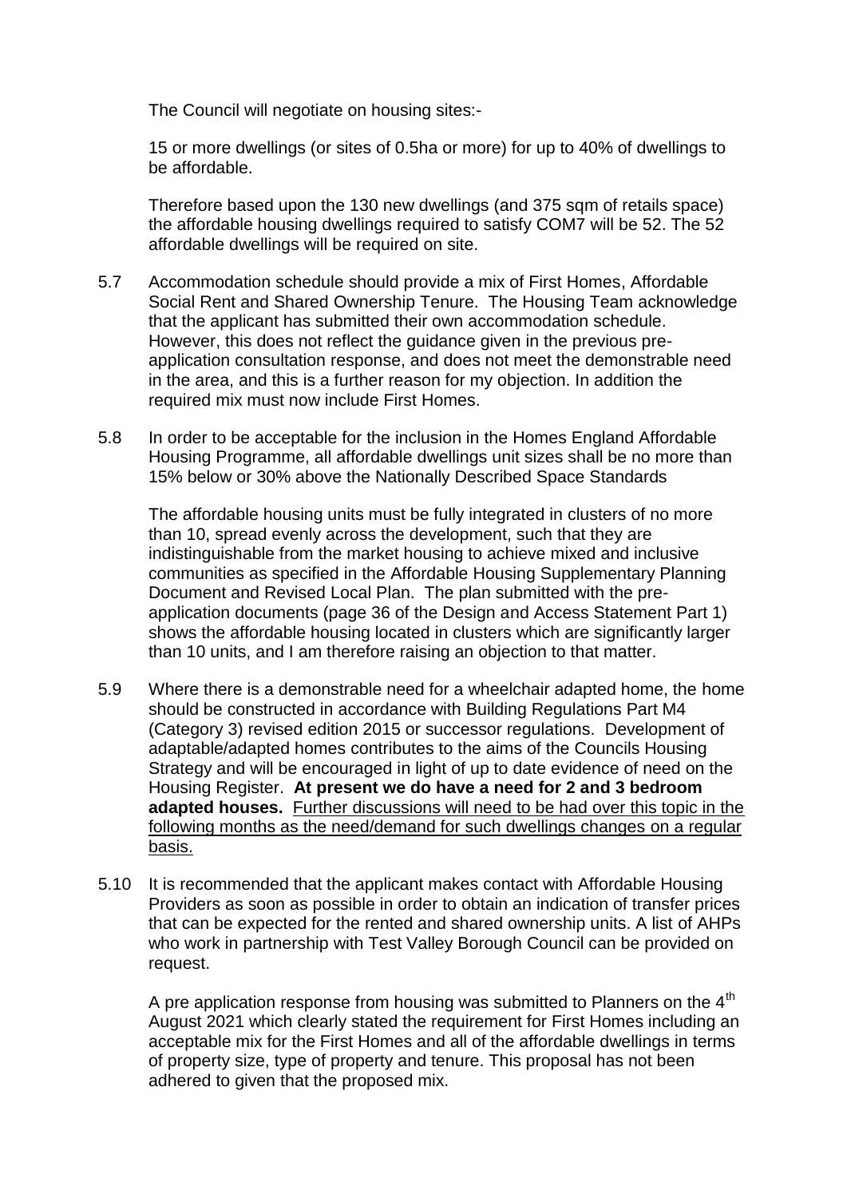The Council will negotiate on housing sites:-

15 or more dwellings (or sites of 0.5ha or more) for up to 40% of dwellings to be affordable.

Therefore based upon the 130 new dwellings (and 375 sqm of retails space) the affordable housing dwellings required to satisfy COM7 will be 52. The 52 affordable dwellings will be required on site.

5.7 Accommodation schedule should provide a mix of First Homes, Affordable Social Rent and Shared Ownership Tenure. The Housing Team acknowledge that the applicant has submitted their own accommodation schedule. However, this does not reflect the guidance given in the previous pre-application consultation response, and does not meet the demonstrable need in the area, and this is a further reason for my objection. In addition the required mix must now include First Homes.

5.8 In order to be acceptable for the inclusion in the Homes England Affordable Housing Programme, all affordable dwellings unit sizes shall be no more than 15% below or 30% above the Nationally Described Space Standards

The affordable housing units must be fully integrated in clusters of no more than 10, spread evenly across the development, such that they are indistinguishable from the market housing to achieve mixed and inclusive communities as specified in the Affordable Housing Supplementary Planning Document and Revised Local Plan. The plan submitted with the pre-application documents (page 36 of the Design and Access Statement Part 1) shows the affordable housing located in clusters which are significantly larger than 10 units, and I am therefore raising an objection to that matter.

5.9 Where there is a demonstrable need for a wheelchair adapted home, the home should be constructed in accordance with Building Regulations Part M4 (Category 3) revised edition 2015 or successor regulations. Development of adaptable/adapted homes contributes to the aims of the Councils Housing Strategy and will be encouraged in light of up to date evidence of need on the Housing Register. **At present we do have a need for 2 and 3 bedroom adapted houses.** <u>Further discussions will need to be had over this topic in the following months as the need/demand for such dwellings changes on a regular basis.</u>

5.10 It is recommended that the applicant makes contact with Affordable Housing Providers as soon as possible in order to obtain an indication of transfer prices that can be expected for the rented and shared ownership units. A list of AHPs who work in partnership with Test Valley Borough Council can be provided on request.

A pre application response from housing was submitted to Planners on the 4th August 2021 which clearly stated the requirement for First Homes including an acceptable mix for the First Homes and all of the affordable dwellings in terms of property size, type of property and tenure. This proposal has not been adhered to given that the proposed mix.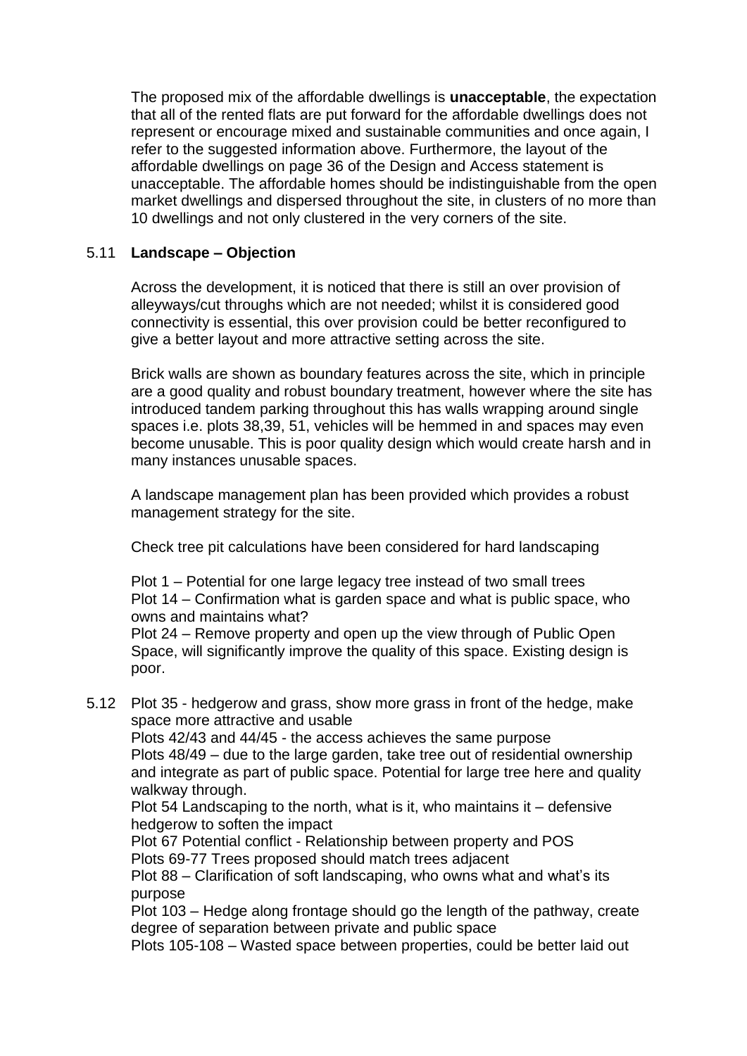The proposed mix of the affordable dwellings is **unacceptable**, the expectation that all of the rented flats are put forward for the affordable dwellings does not represent or encourage mixed and sustainable communities and once again, I refer to the suggested information above. Furthermore, the layout of the affordable dwellings on page 36 of the Design and Access statement is unacceptable. The affordable homes should be indistinguishable from the open market dwellings and dispersed throughout the site, in clusters of no more than 10 dwellings and not only clustered in the very corners of the site.

5.11 **Landscape – Objection**

Across the development, it is noticed that there is still an over provision of alleyways/cut throughs which are not needed; whilst it is considered good connectivity is essential, this over provision could be better reconfigured to give a better layout and more attractive setting across the site.

Brick walls are shown as boundary features across the site, which in principle are a good quality and robust boundary treatment, however where the site has introduced tandem parking throughout this has walls wrapping around single spaces i.e. plots 38,39, 51, vehicles will be hemmed in and spaces may even become unusable. This is poor quality design which would create harsh and in many instances unusable spaces.

A landscape management plan has been provided which provides a robust management strategy for the site.

Check tree pit calculations have been considered for hard landscaping

Plot 1 – Potential for one large legacy tree instead of two small trees
Plot 14 – Confirmation what is garden space and what is public space, who owns and maintains what?
Plot 24 – Remove property and open up the view through of Public Open Space, will significantly improve the quality of this space. Existing design is poor.

5.12 Plot 35 - hedgerow and grass, show more grass in front of the hedge, make space more attractive and usable
Plots 42/43 and 44/45 - the access achieves the same purpose
Plots 48/49 – due to the large garden, take tree out of residential ownership and integrate as part of public space. Potential for large tree here and quality walkway through.
Plot 54 Landscaping to the north, what is it, who maintains it – defensive hedgerow to soften the impact
Plot 67 Potential conflict - Relationship between property and POS
Plots 69-77 Trees proposed should match trees adjacent
Plot 88 – Clarification of soft landscaping, who owns what and what's its purpose
Plot 103 – Hedge along frontage should go the length of the pathway, create degree of separation between private and public space
Plots 105-108 – Wasted space between properties, could be better laid out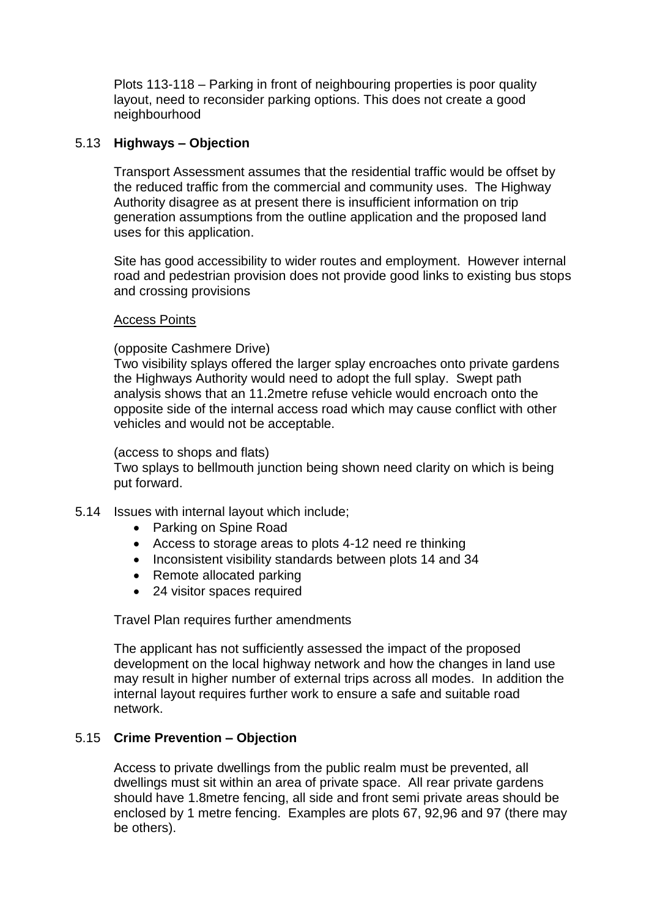Plots 113-118 – Parking in front of neighbouring properties is poor quality layout, need to reconsider parking options. This does not create a good neighbourhood

5.13 **Highways – Objection**

Transport Assessment assumes that the residential traffic would be offset by the reduced traffic from the commercial and community uses. The Highway Authority disagree as at present there is insufficient information on trip generation assumptions from the outline application and the proposed land uses for this application.

Site has good accessibility to wider routes and employment. However internal road and pedestrian provision does not provide good links to existing bus stops and crossing provisions

Access Points

(opposite Cashmere Drive)
Two visibility splays offered the larger splay encroaches onto private gardens the Highways Authority would need to adopt the full splay. Swept path analysis shows that an 11.2metre refuse vehicle would encroach onto the opposite side of the internal access road which may cause conflict with other vehicles and would not be acceptable.

(access to shops and flats)
Two splays to bellmouth junction being shown need clarity on which is being put forward.

5.14 Issues with internal layout which include;

- Parking on Spine Road
- Access to storage areas to plots 4-12 need re thinking
- Inconsistent visibility standards between plots 14 and 34
- Remote allocated parking
- 24 visitor spaces required

Travel Plan requires further amendments

The applicant has not sufficiently assessed the impact of the proposed development on the local highway network and how the changes in land use may result in higher number of external trips across all modes. In addition the internal layout requires further work to ensure a safe and suitable road network.

5.15 **Crime Prevention – Objection**

Access to private dwellings from the public realm must be prevented, all dwellings must sit within an area of private space. All rear private gardens should have 1.8metre fencing, all side and front semi private areas should be enclosed by 1 metre fencing. Examples are plots 67, 92,96 and 97 (there may be others).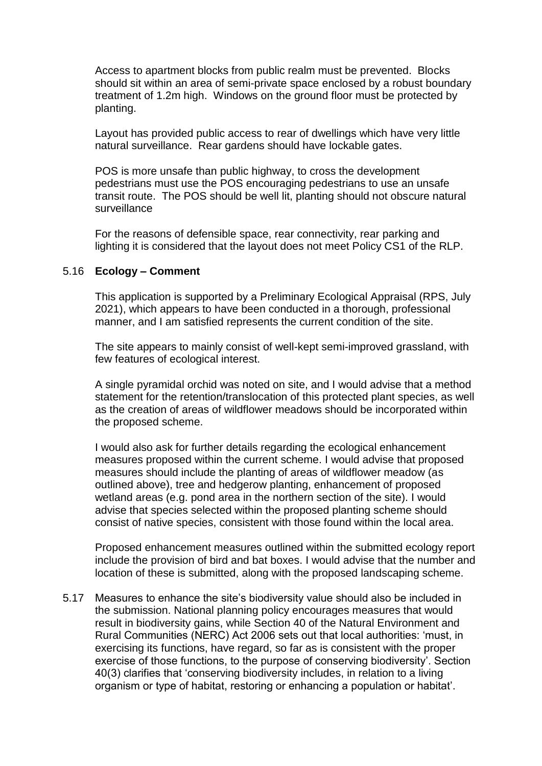Access to apartment blocks from public realm must be prevented. Blocks should sit within an area of semi-private space enclosed by a robust boundary treatment of 1.2m high. Windows on the ground floor must be protected by planting.

Layout has provided public access to rear of dwellings which have very little natural surveillance. Rear gardens should have lockable gates.

POS is more unsafe than public highway, to cross the development pedestrians must use the POS encouraging pedestrians to use an unsafe transit route. The POS should be well lit, planting should not obscure natural surveillance

For the reasons of defensible space, rear connectivity, rear parking and lighting it is considered that the layout does not meet Policy CS1 of the RLP.

5.16 **Ecology – Comment**

This application is supported by a Preliminary Ecological Appraisal (RPS, July 2021), which appears to have been conducted in a thorough, professional manner, and I am satisfied represents the current condition of the site.

The site appears to mainly consist of well-kept semi-improved grassland, with few features of ecological interest.

A single pyramidal orchid was noted on site, and I would advise that a method statement for the retention/translocation of this protected plant species, as well as the creation of areas of wildflower meadows should be incorporated within the proposed scheme.

I would also ask for further details regarding the ecological enhancement measures proposed within the current scheme. I would advise that proposed measures should include the planting of areas of wildflower meadow (as outlined above), tree and hedgerow planting, enhancement of proposed wetland areas (e.g. pond area in the northern section of the site). I would advise that species selected within the proposed planting scheme should consist of native species, consistent with those found within the local area.

Proposed enhancement measures outlined within the submitted ecology report include the provision of bird and bat boxes. I would advise that the number and location of these is submitted, along with the proposed landscaping scheme.

5.17 Measures to enhance the site's biodiversity value should also be included in the submission. National planning policy encourages measures that would result in biodiversity gains, while Section 40 of the Natural Environment and Rural Communities (NERC) Act 2006 sets out that local authorities: 'must, in exercising its functions, have regard, so far as is consistent with the proper exercise of those functions, to the purpose of conserving biodiversity'. Section 40(3) clarifies that 'conserving biodiversity includes, in relation to a living organism or type of habitat, restoring or enhancing a population or habitat'.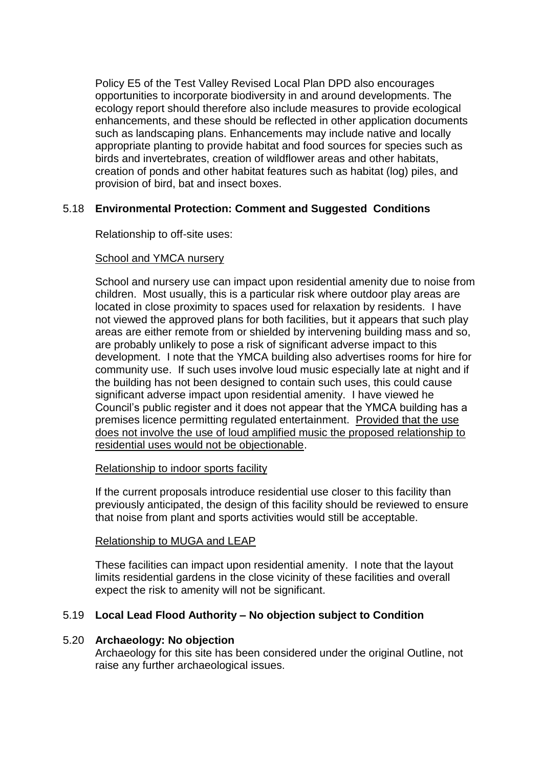Policy E5 of the Test Valley Revised Local Plan DPD also encourages opportunities to incorporate biodiversity in and around developments. The ecology report should therefore also include measures to provide ecological enhancements, and these should be reflected in other application documents such as landscaping plans. Enhancements may include native and locally appropriate planting to provide habitat and food sources for species such as birds and invertebrates, creation of wildflower areas and other habitats, creation of ponds and other habitat features such as habitat (log) piles, and provision of bird, bat and insect boxes.

5.18 **Environmental Protection: Comment and Suggested Conditions**

Relationship to off-site uses:

School and YMCA nursery

School and nursery use can impact upon residential amenity due to noise from children. Most usually, this is a particular risk where outdoor play areas are located in close proximity to spaces used for relaxation by residents. I have not viewed the approved plans for both facilities, but it appears that such play areas are either remote from or shielded by intervening building mass and so, are probably unlikely to pose a risk of significant adverse impact to this development. I note that the YMCA building also advertises rooms for hire for community use. If such uses involve loud music especially late at night and if the building has not been designed to contain such uses, this could cause significant adverse impact upon residential amenity. I have viewed he Council's public register and it does not appear that the YMCA building has a premises licence permitting regulated entertainment. Provided that the use does not involve the use of loud amplified music the proposed relationship to residential uses would not be objectionable.

Relationship to indoor sports facility

If the current proposals introduce residential use closer to this facility than previously anticipated, the design of this facility should be reviewed to ensure that noise from plant and sports activities would still be acceptable.

Relationship to MUGA and LEAP

These facilities can impact upon residential amenity. I note that the layout limits residential gardens in the close vicinity of these facilities and overall expect the risk to amenity will not be significant.

5.19 **Local Lead Flood Authority – No objection subject to Condition**

5.20 **Archaeology: No objection**

Archaeology for this site has been considered under the original Outline, not raise any further archaeological issues.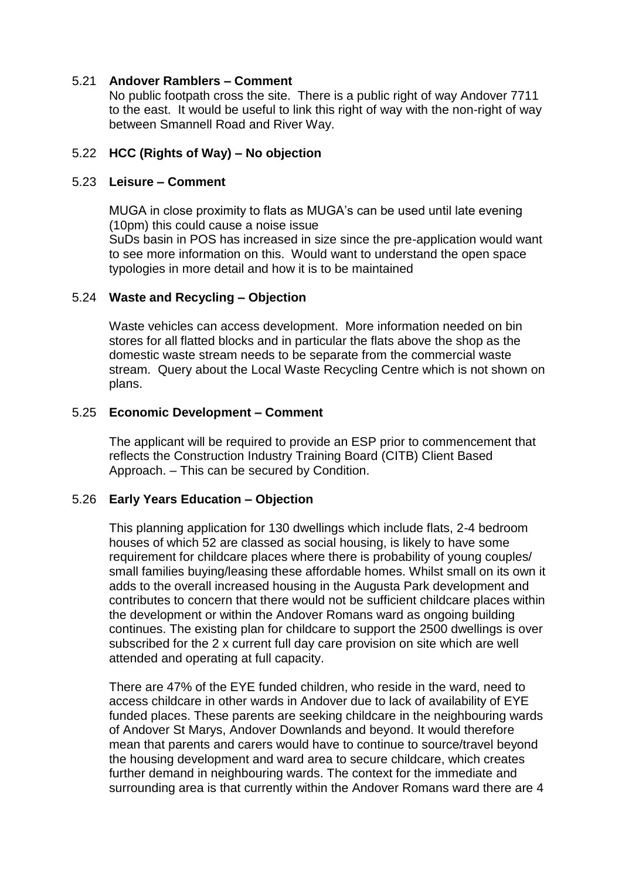5.21 **Andover Ramblers – Comment**

No public footpath cross the site. There is a public right of way Andover 7711 to the east. It would be useful to link this right of way with the non-right of way between Smannell Road and River Way.

5.22 **HCC (Rights of Way) – No objection**

5.23 **Leisure – Comment**

MUGA in close proximity to flats as MUGA's can be used until late evening (10pm) this could cause a noise issue
SuDs basin in POS has increased in size since the pre-application would want to see more information on this. Would want to understand the open space typologies in more detail and how it is to be maintained

5.24 **Waste and Recycling – Objection**

Waste vehicles can access development. More information needed on bin stores for all flatted blocks and in particular the flats above the shop as the domestic waste stream needs to be separate from the commercial waste stream. Query about the Local Waste Recycling Centre which is not shown on plans.

5.25 **Economic Development – Comment**

The applicant will be required to provide an ESP prior to commencement that reflects the Construction Industry Training Board (CITB) Client Based Approach. – This can be secured by Condition.

5.26 **Early Years Education – Objection**

This planning application for 130 dwellings which include flats, 2-4 bedroom houses of which 52 are classed as social housing, is likely to have some requirement for childcare places where there is probability of young couples/ small families buying/leasing these affordable homes. Whilst small on its own it adds to the overall increased housing in the Augusta Park development and contributes to concern that there would not be sufficient childcare places within the development or within the Andover Romans ward as ongoing building continues. The existing plan for childcare to support the 2500 dwellings is over subscribed for the 2 x current full day care provision on site which are well attended and operating at full capacity.

There are 47% of the EYE funded children, who reside in the ward, need to access childcare in other wards in Andover due to lack of availability of EYE funded places. These parents are seeking childcare in the neighbouring wards of Andover St Marys, Andover Downlands and beyond. It would therefore mean that parents and carers would have to continue to source/travel beyond the housing development and ward area to secure childcare, which creates further demand in neighbouring wards. The context for the immediate and surrounding area is that currently within the Andover Romans ward there are 4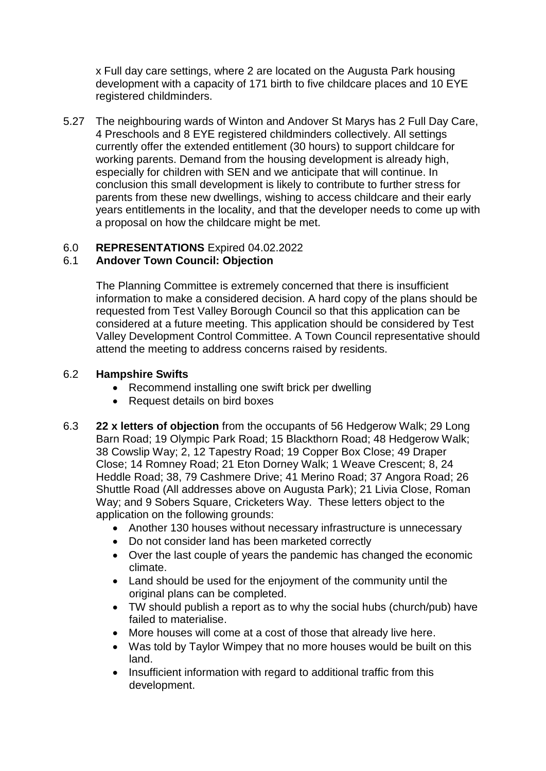x Full day care settings, where 2 are located on the Augusta Park housing development with a capacity of 171 birth to five childcare places and 10 EYE registered childminders.

5.27 The neighbouring wards of Winton and Andover St Marys has 2 Full Day Care, 4 Preschools and 8 EYE registered childminders collectively. All settings currently offer the extended entitlement (30 hours) to support childcare for working parents. Demand from the housing development is already high, especially for children with SEN and we anticipate that will continue. In conclusion this small development is likely to contribute to further stress for parents from these new dwellings, wishing to access childcare and their early years entitlements in the locality, and that the developer needs to come up with a proposal on how the childcare might be met.

6.0 **REPRESENTATIONS** Expired 04.02.2022

6.1 **Andover Town Council: Objection**

The Planning Committee is extremely concerned that there is insufficient information to make a considered decision. A hard copy of the plans should be requested from Test Valley Borough Council so that this application can be considered at a future meeting. This application should be considered by Test Valley Development Control Committee. A Town Council representative should attend the meeting to address concerns raised by residents.

6.2 **Hampshire Swifts**

- Recommend installing one swift brick per dwelling
- Request details on bird boxes

6.3 **22 x letters of objection** from the occupants of 56 Hedgerow Walk; 29 Long Barn Road; 19 Olympic Park Road; 15 Blackthorn Road; 48 Hedgerow Walk; 38 Cowslip Way; 2, 12 Tapestry Road; 19 Copper Box Close; 49 Draper Close; 14 Romney Road; 21 Eton Dorney Walk; 1 Weave Crescent; 8, 24 Heddle Road; 38, 79 Cashmere Drive; 41 Merino Road; 37 Angora Road; 26 Shuttle Road (All addresses above on Augusta Park); 21 Livia Close, Roman Way; and 9 Sobers Square, Cricketers Way. These letters object to the application on the following grounds:

- Another 130 houses without necessary infrastructure is unnecessary
- Do not consider land has been marketed correctly
- Over the last couple of years the pandemic has changed the economic climate.
- Land should be used for the enjoyment of the community until the original plans can be completed.
- TW should publish a report as to why the social hubs (church/pub) have failed to materialise.
- More houses will come at a cost of those that already live here.
- Was told by Taylor Wimpey that no more houses would be built on this land.
- Insufficient information with regard to additional traffic from this development.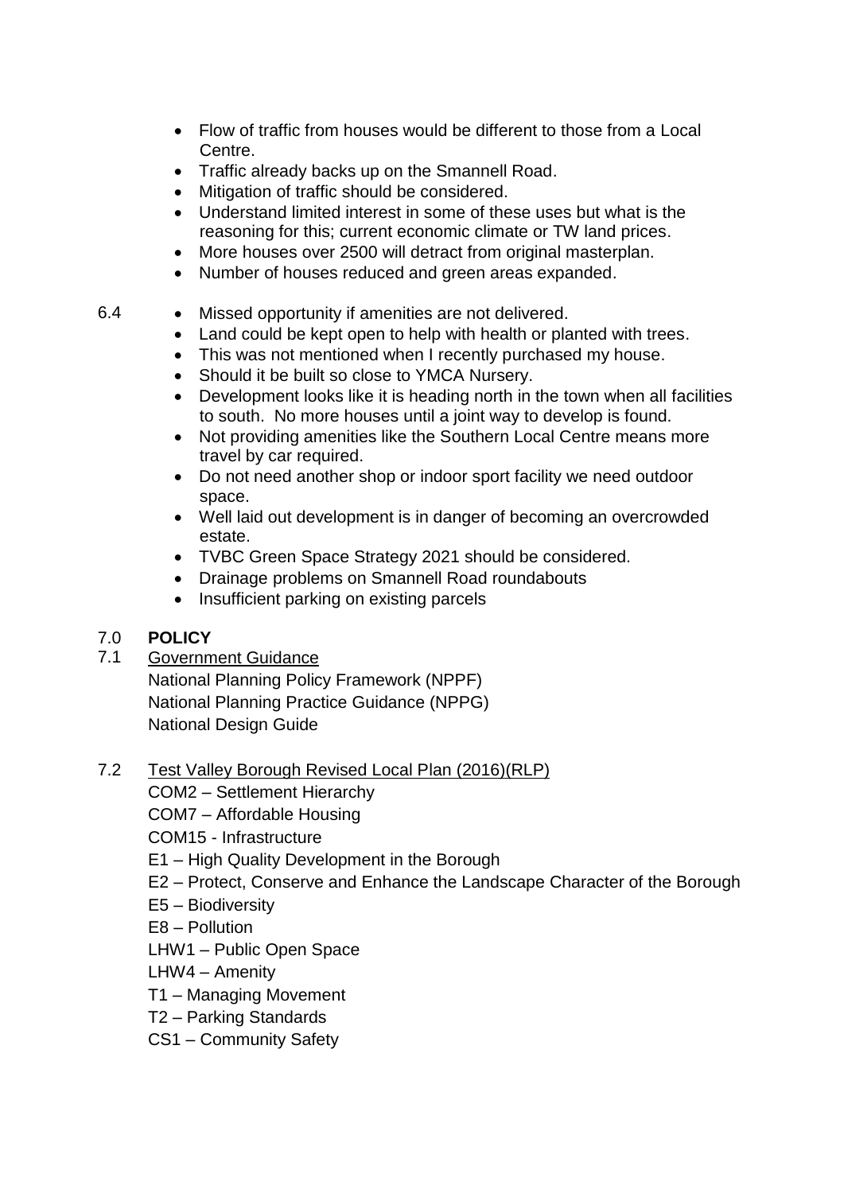- Flow of traffic from houses would be different to those from a Local Centre.
- Traffic already backs up on the Smannell Road.
- Mitigation of traffic should be considered.
- Understand limited interest in some of these uses but what is the reasoning for this; current economic climate or TW land prices.
- More houses over 2500 will detract from original masterplan.
- Number of houses reduced and green areas expanded.

6.4

- Missed opportunity if amenities are not delivered.
- Land could be kept open to help with health or planted with trees.
- This was not mentioned when I recently purchased my house.
- Should it be built so close to YMCA Nursery.
- Development looks like it is heading north in the town when all facilities to south. No more houses until a joint way to develop is found.
- Not providing amenities like the Southern Local Centre means more travel by car required.
- Do not need another shop or indoor sport facility we need outdoor space.
- Well laid out development is in danger of becoming an overcrowded estate.
- TVBC Green Space Strategy 2021 should be considered.
- Drainage problems on Smannell Road roundabouts
- Insufficient parking on existing parcels

## 7.0 POLICY

7.1 Government Guidance

National Planning Policy Framework (NPPF)
National Planning Practice Guidance (NPPG)
National Design Guide

7.2 Test Valley Borough Revised Local Plan (2016)(RLP)

COM2 – Settlement Hierarchy
COM7 – Affordable Housing
COM15 - Infrastructure
E1 – High Quality Development in the Borough
E2 – Protect, Conserve and Enhance the Landscape Character of the Borough
E5 – Biodiversity
E8 – Pollution
LHW1 – Public Open Space
LHW4 – Amenity
T1 – Managing Movement
T2 – Parking Standards
CS1 – Community Safety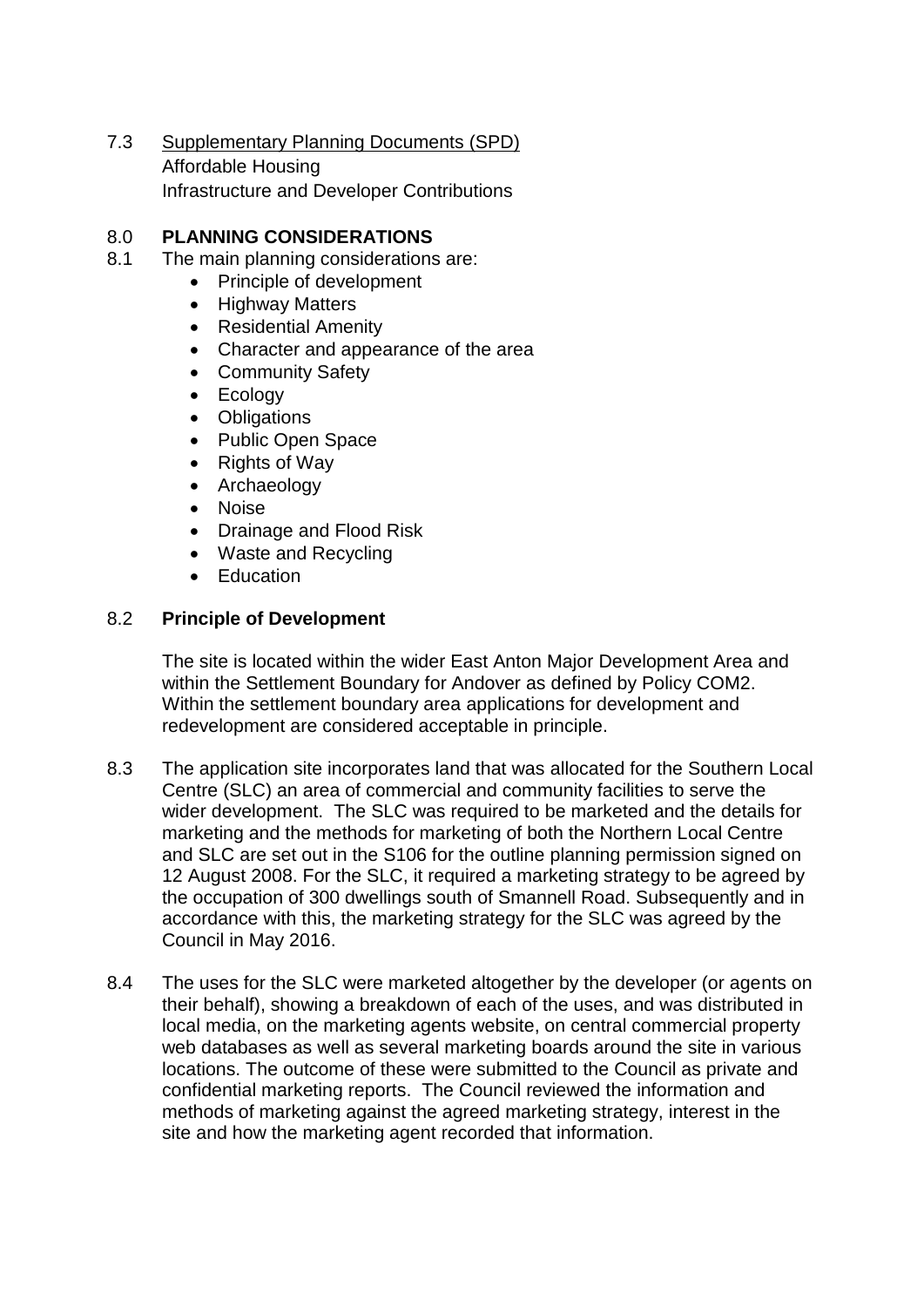7.3 Supplementary Planning Documents (SPD)
Affordable Housing
Infrastructure and Developer Contributions

## 8.0 PLANNING CONSIDERATIONS

8.1 The main planning considerations are:

- Principle of development
- Highway Matters
- Residential Amenity
- Character and appearance of the area
- Community Safety
- Ecology
- Obligations
- Public Open Space
- Rights of Way
- Archaeology
- Noise
- Drainage and Flood Risk
- Waste and Recycling
- Education

### 8.2 Principle of Development

The site is located within the wider East Anton Major Development Area and within the Settlement Boundary for Andover as defined by Policy COM2. Within the settlement boundary area applications for development and redevelopment are considered acceptable in principle.

8.3 The application site incorporates land that was allocated for the Southern Local Centre (SLC) an area of commercial and community facilities to serve the wider development. The SLC was required to be marketed and the details for marketing and the methods for marketing of both the Northern Local Centre and SLC are set out in the S106 for the outline planning permission signed on 12 August 2008. For the SLC, it required a marketing strategy to be agreed by the occupation of 300 dwellings south of Smannell Road. Subsequently and in accordance with this, the marketing strategy for the SLC was agreed by the Council in May 2016.

8.4 The uses for the SLC were marketed altogether by the developer (or agents on their behalf), showing a breakdown of each of the uses, and was distributed in local media, on the marketing agents website, on central commercial property web databases as well as several marketing boards around the site in various locations. The outcome of these were submitted to the Council as private and confidential marketing reports. The Council reviewed the information and methods of marketing against the agreed marketing strategy, interest in the site and how the marketing agent recorded that information.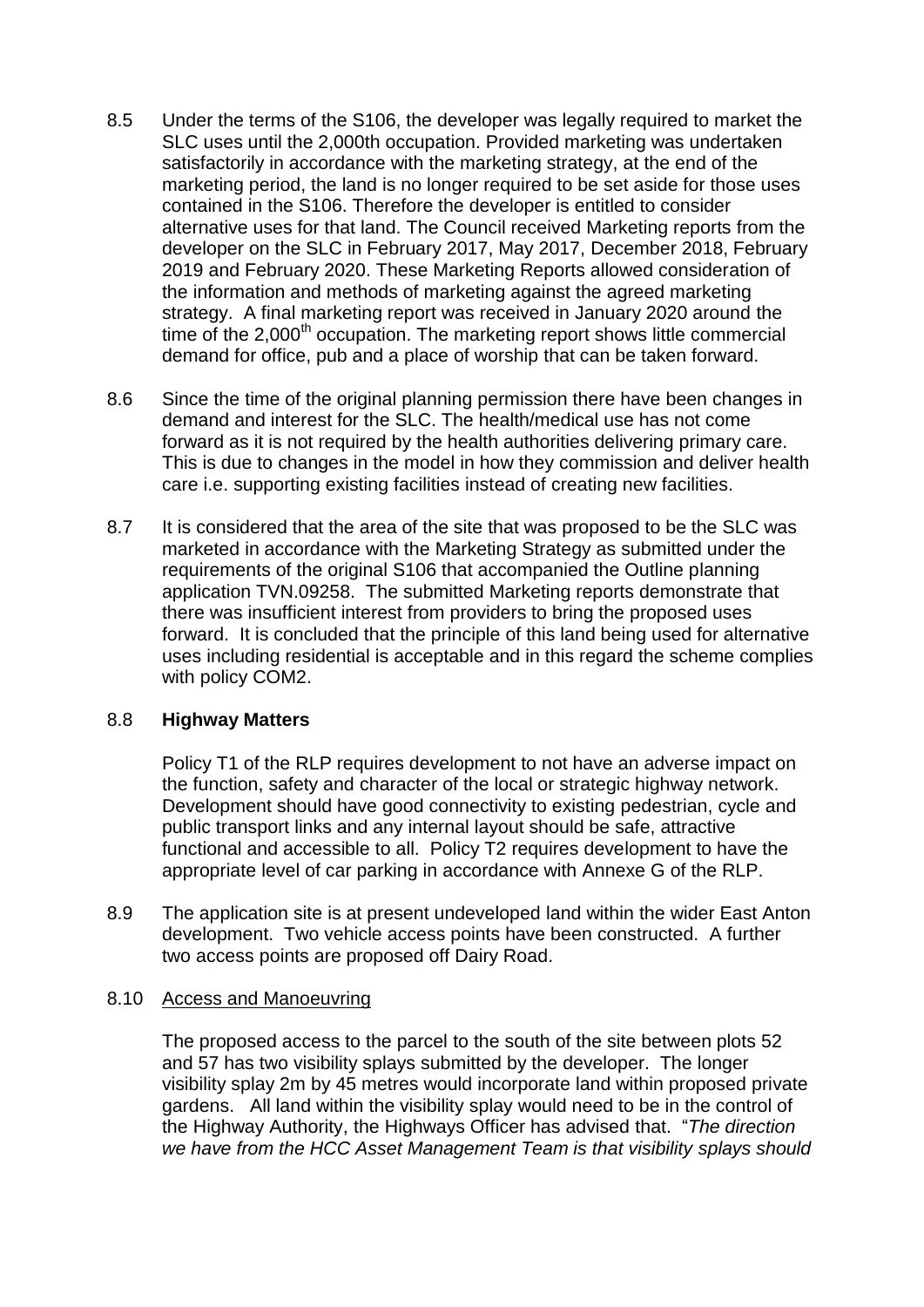8.5 Under the terms of the S106, the developer was legally required to market the SLC uses until the 2,000th occupation. Provided marketing was undertaken satisfactorily in accordance with the marketing strategy, at the end of the marketing period, the land is no longer required to be set aside for those uses contained in the S106. Therefore the developer is entitled to consider alternative uses for that land. The Council received Marketing reports from the developer on the SLC in February 2017, May 2017, December 2018, February 2019 and February 2020. These Marketing Reports allowed consideration of the information and methods of marketing against the agreed marketing strategy. A final marketing report was received in January 2020 around the time of the 2,000th occupation. The marketing report shows little commercial demand for office, pub and a place of worship that can be taken forward.

8.6 Since the time of the original planning permission there have been changes in demand and interest for the SLC. The health/medical use has not come forward as it is not required by the health authorities delivering primary care. This is due to changes in the model in how they commission and deliver health care i.e. supporting existing facilities instead of creating new facilities.

8.7 It is considered that the area of the site that was proposed to be the SLC was marketed in accordance with the Marketing Strategy as submitted under the requirements of the original S106 that accompanied the Outline planning application TVN.09258. The submitted Marketing reports demonstrate that there was insufficient interest from providers to bring the proposed uses forward. It is concluded that the principle of this land being used for alternative uses including residential is acceptable and in this regard the scheme complies with policy COM2.

8.8 **Highway Matters**

Policy T1 of the RLP requires development to not have an adverse impact on the function, safety and character of the local or strategic highway network. Development should have good connectivity to existing pedestrian, cycle and public transport links and any internal layout should be safe, attractive functional and accessible to all. Policy T2 requires development to have the appropriate level of car parking in accordance with Annexe G of the RLP.

8.9 The application site is at present undeveloped land within the wider East Anton development. Two vehicle access points have been constructed. A further two access points are proposed off Dairy Road.

8.10 Access and Manoeuvring

The proposed access to the parcel to the south of the site between plots 52 and 57 has two visibility splays submitted by the developer. The longer visibility splay 2m by 45 metres would incorporate land within proposed private gardens. All land within the visibility splay would need to be in the control of the Highway Authority, the Highways Officer has advised that. "*The direction we have from the HCC Asset Management Team is that visibility splays should*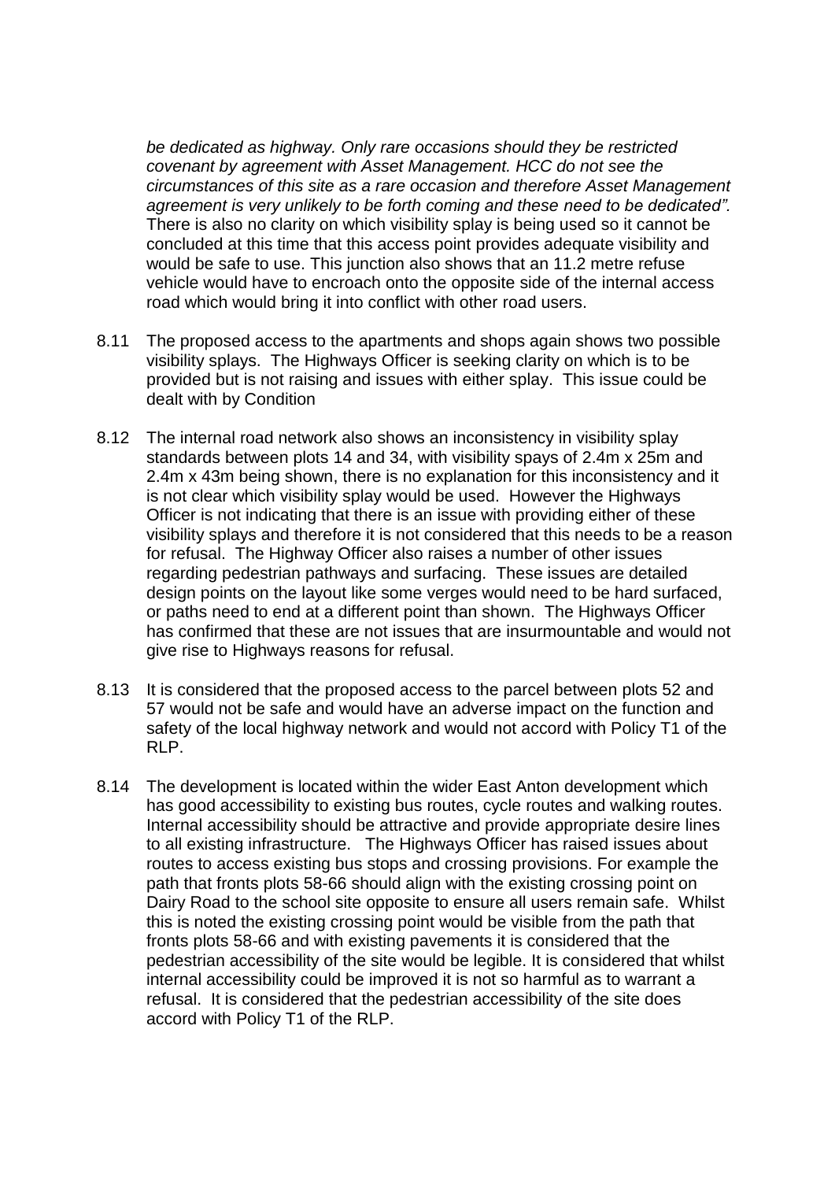*be dedicated as highway. Only rare occasions should they be restricted covenant by agreement with Asset Management. HCC do not see the circumstances of this site as a rare occasion and therefore Asset Management agreement is very unlikely to be forth coming and these need to be dedicated".* There is also no clarity on which visibility splay is being used so it cannot be concluded at this time that this access point provides adequate visibility and would be safe to use. This junction also shows that an 11.2 metre refuse vehicle would have to encroach onto the opposite side of the internal access road which would bring it into conflict with other road users.

8.11 The proposed access to the apartments and shops again shows two possible visibility splays. The Highways Officer is seeking clarity on which is to be provided but is not raising and issues with either splay. This issue could be dealt with by Condition

8.12 The internal road network also shows an inconsistency in visibility splay standards between plots 14 and 34, with visibility spays of 2.4m x 25m and 2.4m x 43m being shown, there is no explanation for this inconsistency and it is not clear which visibility splay would be used. However the Highways Officer is not indicating that there is an issue with providing either of these visibility splays and therefore it is not considered that this needs to be a reason for refusal. The Highway Officer also raises a number of other issues regarding pedestrian pathways and surfacing. These issues are detailed design points on the layout like some verges would need to be hard surfaced, or paths need to end at a different point than shown. The Highways Officer has confirmed that these are not issues that are insurmountable and would not give rise to Highways reasons for refusal.

8.13 It is considered that the proposed access to the parcel between plots 52 and 57 would not be safe and would have an adverse impact on the function and safety of the local highway network and would not accord with Policy T1 of the RLP.

8.14 The development is located within the wider East Anton development which has good accessibility to existing bus routes, cycle routes and walking routes. Internal accessibility should be attractive and provide appropriate desire lines to all existing infrastructure. The Highways Officer has raised issues about routes to access existing bus stops and crossing provisions. For example the path that fronts plots 58-66 should align with the existing crossing point on Dairy Road to the school site opposite to ensure all users remain safe. Whilst this is noted the existing crossing point would be visible from the path that fronts plots 58-66 and with existing pavements it is considered that the pedestrian accessibility of the site would be legible. It is considered that whilst internal accessibility could be improved it is not so harmful as to warrant a refusal. It is considered that the pedestrian accessibility of the site does accord with Policy T1 of the RLP.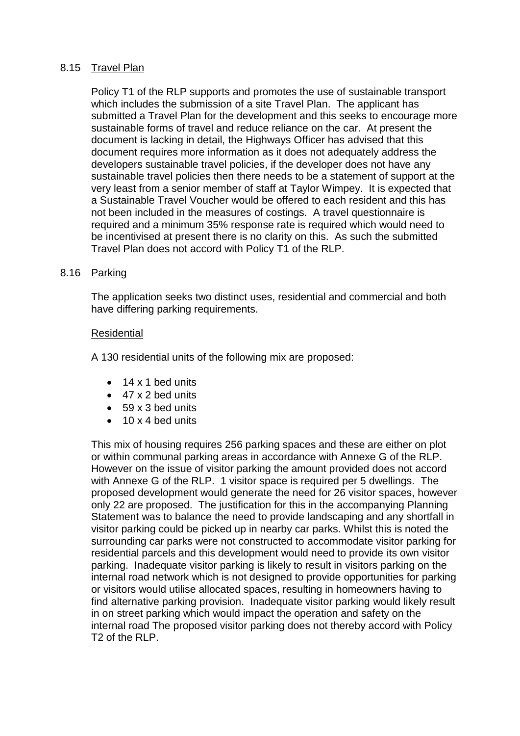## 8.15 Travel Plan

Policy T1 of the RLP supports and promotes the use of sustainable transport which includes the submission of a site Travel Plan. The applicant has submitted a Travel Plan for the development and this seeks to encourage more sustainable forms of travel and reduce reliance on the car. At present the document is lacking in detail, the Highways Officer has advised that this document requires more information as it does not adequately address the developers sustainable travel policies, if the developer does not have any sustainable travel policies then there needs to be a statement of support at the very least from a senior member of staff at Taylor Wimpey. It is expected that a Sustainable Travel Voucher would be offered to each resident and this has not been included in the measures of costings. A travel questionnaire is required and a minimum 35% response rate is required which would need to be incentivised at present there is no clarity on this. As such the submitted Travel Plan does not accord with Policy T1 of the RLP.

## 8.16 Parking

The application seeks two distinct uses, residential and commercial and both have differing parking requirements.

### Residential

A 130 residential units of the following mix are proposed:

- 14 x 1 bed units
- 47 x 2 bed units
- 59 x 3 bed units
- 10 x 4 bed units

This mix of housing requires 256 parking spaces and these are either on plot or within communal parking areas in accordance with Annexe G of the RLP. However on the issue of visitor parking the amount provided does not accord with Annexe G of the RLP. 1 visitor space is required per 5 dwellings. The proposed development would generate the need for 26 visitor spaces, however only 22 are proposed. The justification for this in the accompanying Planning Statement was to balance the need to provide landscaping and any shortfall in visitor parking could be picked up in nearby car parks. Whilst this is noted the surrounding car parks were not constructed to accommodate visitor parking for residential parcels and this development would need to provide its own visitor parking. Inadequate visitor parking is likely to result in visitors parking on the internal road network which is not designed to provide opportunities for parking or visitors would utilise allocated spaces, resulting in homeowners having to find alternative parking provision. Inadequate visitor parking would likely result in on street parking which would impact the operation and safety on the internal road The proposed visitor parking does not thereby accord with Policy T2 of the RLP.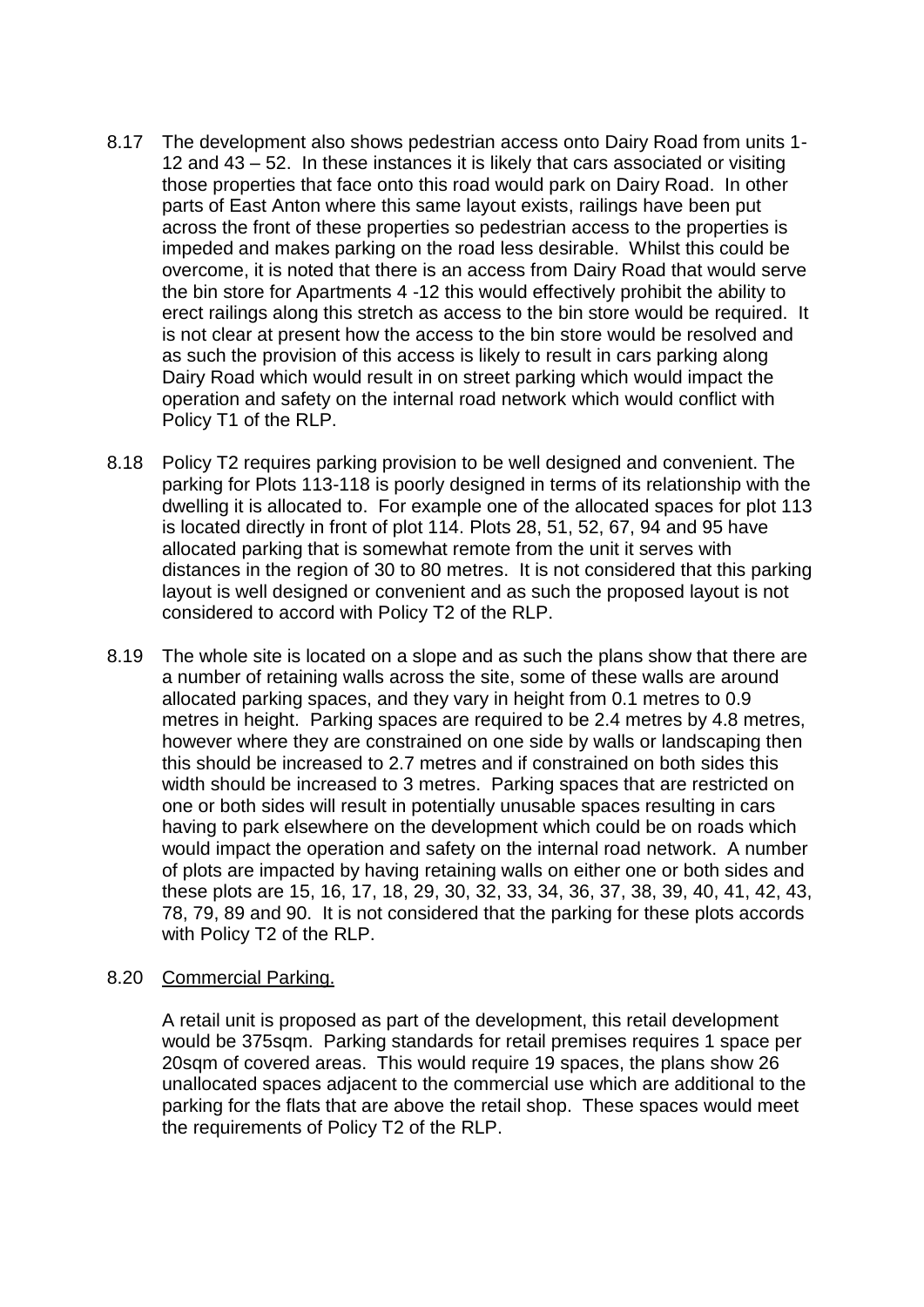8.17 The development also shows pedestrian access onto Dairy Road from units 1-12 and 43 – 52. In these instances it is likely that cars associated or visiting those properties that face onto this road would park on Dairy Road. In other parts of East Anton where this same layout exists, railings have been put across the front of these properties so pedestrian access to the properties is impeded and makes parking on the road less desirable. Whilst this could be overcome, it is noted that there is an access from Dairy Road that would serve the bin store for Apartments 4 -12 this would effectively prohibit the ability to erect railings along this stretch as access to the bin store would be required. It is not clear at present how the access to the bin store would be resolved and as such the provision of this access is likely to result in cars parking along Dairy Road which would result in on street parking which would impact the operation and safety on the internal road network which would conflict with Policy T1 of the RLP.

8.18 Policy T2 requires parking provision to be well designed and convenient. The parking for Plots 113-118 is poorly designed in terms of its relationship with the dwelling it is allocated to. For example one of the allocated spaces for plot 113 is located directly in front of plot 114. Plots 28, 51, 52, 67, 94 and 95 have allocated parking that is somewhat remote from the unit it serves with distances in the region of 30 to 80 metres. It is not considered that this parking layout is well designed or convenient and as such the proposed layout is not considered to accord with Policy T2 of the RLP.

8.19 The whole site is located on a slope and as such the plans show that there are a number of retaining walls across the site, some of these walls are around allocated parking spaces, and they vary in height from 0.1 metres to 0.9 metres in height. Parking spaces are required to be 2.4 metres by 4.8 metres, however where they are constrained on one side by walls or landscaping then this should be increased to 2.7 metres and if constrained on both sides this width should be increased to 3 metres. Parking spaces that are restricted on one or both sides will result in potentially unusable spaces resulting in cars having to park elsewhere on the development which could be on roads which would impact the operation and safety on the internal road network. A number of plots are impacted by having retaining walls on either one or both sides and these plots are 15, 16, 17, 18, 29, 30, 32, 33, 34, 36, 37, 38, 39, 40, 41, 42, 43, 78, 79, 89 and 90. It is not considered that the parking for these plots accords with Policy T2 of the RLP.

8.20 Commercial Parking.

A retail unit is proposed as part of the development, this retail development would be 375sqm. Parking standards for retail premises requires 1 space per 20sqm of covered areas. This would require 19 spaces, the plans show 26 unallocated spaces adjacent to the commercial use which are additional to the parking for the flats that are above the retail shop. These spaces would meet the requirements of Policy T2 of the RLP.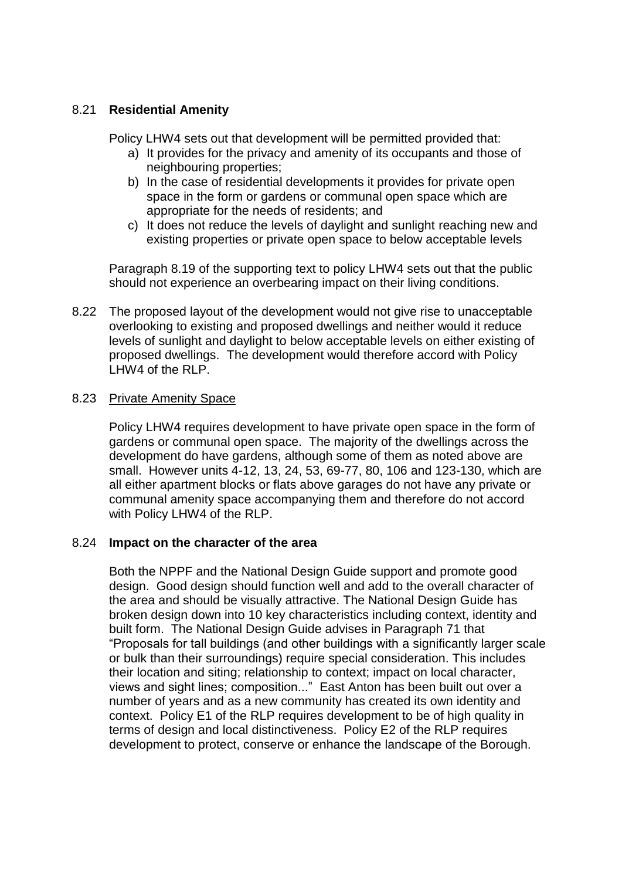8.21 **Residential Amenity**

Policy LHW4 sets out that development will be permitted provided that:

a) It provides for the privacy and amenity of its occupants and those of neighbouring properties;
b) In the case of residential developments it provides for private open space in the form or gardens or communal open space which are appropriate for the needs of residents; and
c) It does not reduce the levels of daylight and sunlight reaching new and existing properties or private open space to below acceptable levels

Paragraph 8.19 of the supporting text to policy LHW4 sets out that the public should not experience an overbearing impact on their living conditions.

8.22 The proposed layout of the development would not give rise to unacceptable overlooking to existing and proposed dwellings and neither would it reduce levels of sunlight and daylight to below acceptable levels on either existing of proposed dwellings. The development would therefore accord with Policy LHW4 of the RLP.

8.23 Private Amenity Space

Policy LHW4 requires development to have private open space in the form of gardens or communal open space. The majority of the dwellings across the development do have gardens, although some of them as noted above are small. However units 4-12, 13, 24, 53, 69-77, 80, 106 and 123-130, which are all either apartment blocks or flats above garages do not have any private or communal amenity space accompanying them and therefore do not accord with Policy LHW4 of the RLP.

8.24 **Impact on the character of the area**

Both the NPPF and the National Design Guide support and promote good design. Good design should function well and add to the overall character of the area and should be visually attractive. The National Design Guide has broken design down into 10 key characteristics including context, identity and built form. The National Design Guide advises in Paragraph 71 that "Proposals for tall buildings (and other buildings with a significantly larger scale or bulk than their surroundings) require special consideration. This includes their location and siting; relationship to context; impact on local character, views and sight lines; composition..." East Anton has been built out over a number of years and as a new community has created its own identity and context. Policy E1 of the RLP requires development to be of high quality in terms of design and local distinctiveness. Policy E2 of the RLP requires development to protect, conserve or enhance the landscape of the Borough.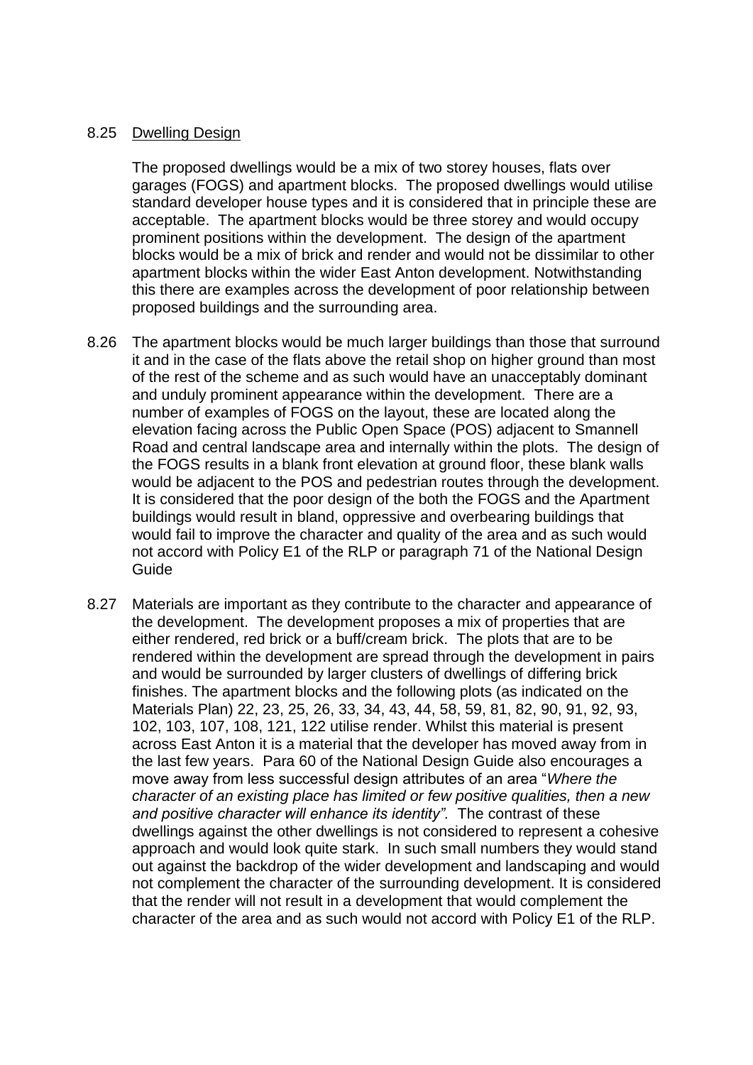8.25 <u>Dwelling Design</u>

The proposed dwellings would be a mix of two storey houses, flats over garages (FOGS) and apartment blocks. The proposed dwellings would utilise standard developer house types and it is considered that in principle these are acceptable. The apartment blocks would be three storey and would occupy prominent positions within the development. The design of the apartment blocks would be a mix of brick and render and would not be dissimilar to other apartment blocks within the wider East Anton development. Notwithstanding this there are examples across the development of poor relationship between proposed buildings and the surrounding area.

8.26 The apartment blocks would be much larger buildings than those that surround it and in the case of the flats above the retail shop on higher ground than most of the rest of the scheme and as such would have an unacceptably dominant and unduly prominent appearance within the development. There are a number of examples of FOGS on the layout, these are located along the elevation facing across the Public Open Space (POS) adjacent to Smannell Road and central landscape area and internally within the plots. The design of the FOGS results in a blank front elevation at ground floor, these blank walls would be adjacent to the POS and pedestrian routes through the development. It is considered that the poor design of the both the FOGS and the Apartment buildings would result in bland, oppressive and overbearing buildings that would fail to improve the character and quality of the area and as such would not accord with Policy E1 of the RLP or paragraph 71 of the National Design Guide

8.27 Materials are important as they contribute to the character and appearance of the development. The development proposes a mix of properties that are either rendered, red brick or a buff/cream brick. The plots that are to be rendered within the development are spread through the development in pairs and would be surrounded by larger clusters of dwellings of differing brick finishes. The apartment blocks and the following plots (as indicated on the Materials Plan) 22, 23, 25, 26, 33, 34, 43, 44, 58, 59, 81, 82, 90, 91, 92, 93, 102, 103, 107, 108, 121, 122 utilise render. Whilst this material is present across East Anton it is a material that the developer has moved away from in the last few years. Para 60 of the National Design Guide also encourages a move away from less successful design attributes of an area "*Where the character of an existing place has limited or few positive qualities, then a new and positive character will enhance its identity".* The contrast of these dwellings against the other dwellings is not considered to represent a cohesive approach and would look quite stark. In such small numbers they would stand out against the backdrop of the wider development and landscaping and would not complement the character of the surrounding development. It is considered that the render will not result in a development that would complement the character of the area and as such would not accord with Policy E1 of the RLP.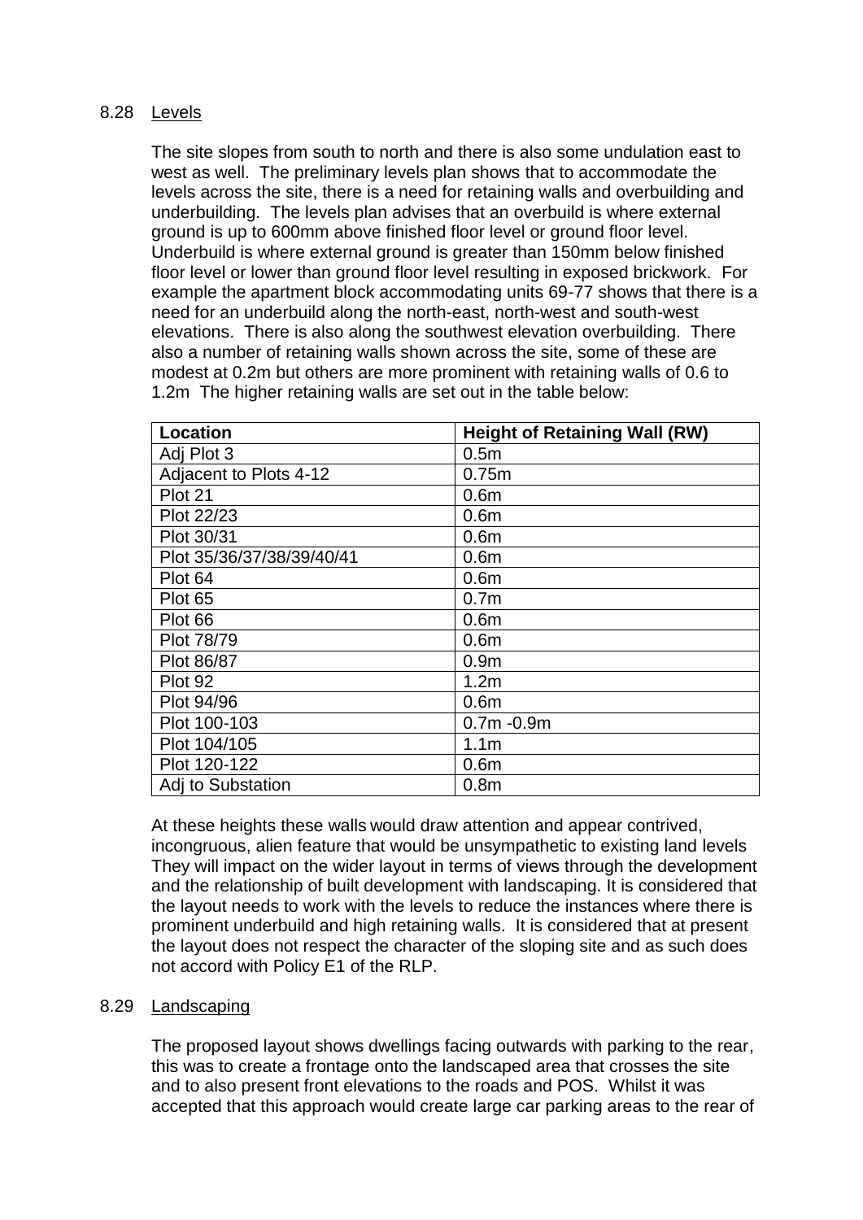8.28 <u>Levels</u>

The site slopes from south to north and there is also some undulation east to west as well. The preliminary levels plan shows that to accommodate the levels across the site, there is a need for retaining walls and overbuilding and underbuilding. The levels plan advises that an overbuild is where external ground is up to 600mm above finished floor level or ground floor level. Underbuild is where external ground is greater than 150mm below finished floor level or lower than ground floor level resulting in exposed brickwork. For example the apartment block accommodating units 69-77 shows that there is a need for an underbuild along the north-east, north-west and south-west elevations. There is also along the southwest elevation overbuilding. There also a number of retaining walls shown across the site, some of these are modest at 0.2m but others are more prominent with retaining walls of 0.6 to 1.2m The higher retaining walls are set out in the table below:

| Location | Height of Retaining Wall (RW) |
|---|---|
| Adj Plot 3 | 0.5m |
| Adjacent to Plots 4-12 | 0.75m |
| Plot 21 | 0.6m |
| Plot 22/23 | 0.6m |
| Plot 30/31 | 0.6m |
| Plot 35/36/37/38/39/40/41 | 0.6m |
| Plot 64 | 0.6m |
| Plot 65 | 0.7m |
| Plot 66 | 0.6m |
| Plot 78/79 | 0.6m |
| Plot 86/87 | 0.9m |
| Plot 92 | 1.2m |
| Plot 94/96 | 0.6m |
| Plot 100-103 | 0.7m -0.9m |
| Plot 104/105 | 1.1m |
| Plot 120-122 | 0.6m |
| Adj to Substation | 0.8m |

At these heights these walls would draw attention and appear contrived, incongruous, alien feature that would be unsympathetic to existing land levels They will impact on the wider layout in terms of views through the development and the relationship of built development with landscaping. It is considered that the layout needs to work with the levels to reduce the instances where there is prominent underbuild and high retaining walls. It is considered that at present the layout does not respect the character of the sloping site and as such does not accord with Policy E1 of the RLP.

8.29 <u>Landscaping</u>

The proposed layout shows dwellings facing outwards with parking to the rear, this was to create a frontage onto the landscaped area that crosses the site and to also present front elevations to the roads and POS. Whilst it was accepted that this approach would create large car parking areas to the rear of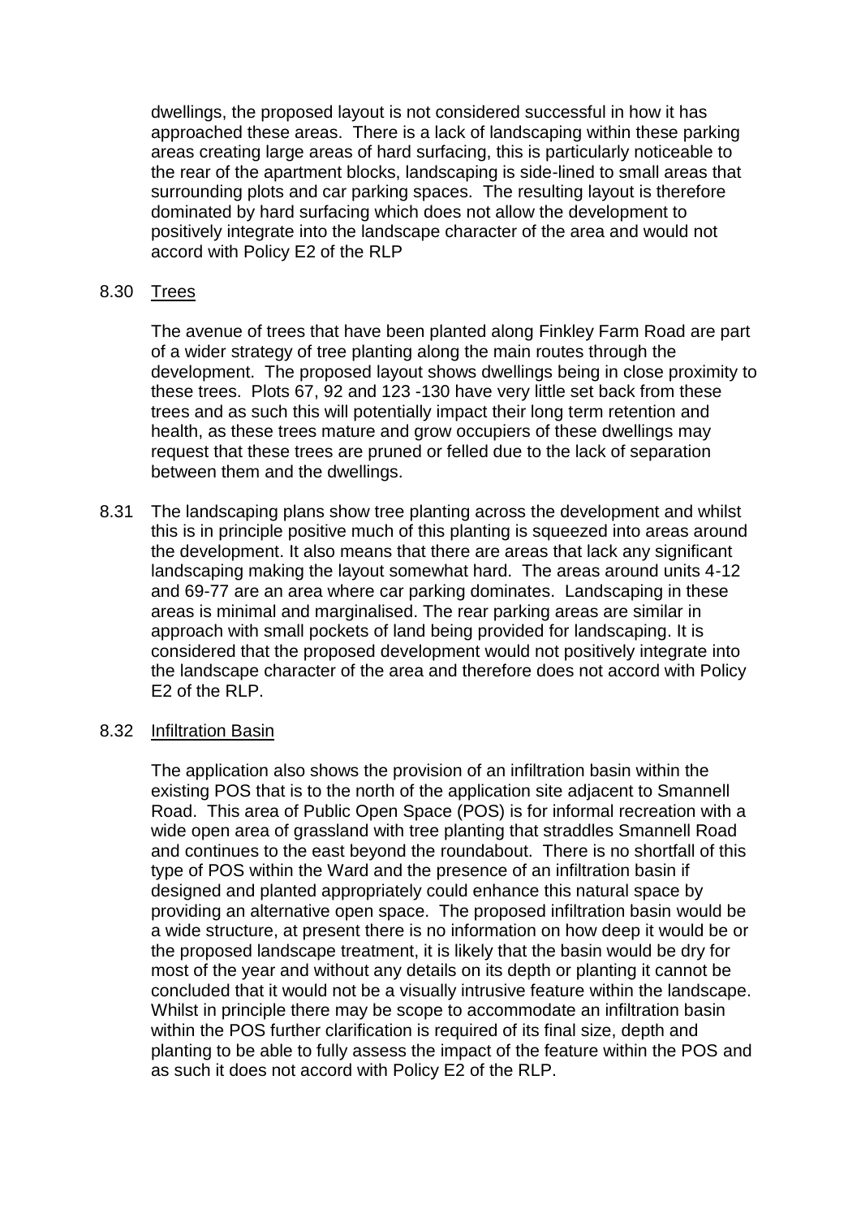dwellings, the proposed layout is not considered successful in how it has approached these areas. There is a lack of landscaping within these parking areas creating large areas of hard surfacing, this is particularly noticeable to the rear of the apartment blocks, landscaping is side-lined to small areas that surrounding plots and car parking spaces. The resulting layout is therefore dominated by hard surfacing which does not allow the development to positively integrate into the landscape character of the area and would not accord with Policy E2 of the RLP

8.30 <u>Trees</u>

The avenue of trees that have been planted along Finkley Farm Road are part of a wider strategy of tree planting along the main routes through the development. The proposed layout shows dwellings being in close proximity to these trees. Plots 67, 92 and 123 -130 have very little set back from these trees and as such this will potentially impact their long term retention and health, as these trees mature and grow occupiers of these dwellings may request that these trees are pruned or felled due to the lack of separation between them and the dwellings.

8.31 The landscaping plans show tree planting across the development and whilst this is in principle positive much of this planting is squeezed into areas around the development. It also means that there are areas that lack any significant landscaping making the layout somewhat hard. The areas around units 4-12 and 69-77 are an area where car parking dominates. Landscaping in these areas is minimal and marginalised. The rear parking areas are similar in approach with small pockets of land being provided for landscaping. It is considered that the proposed development would not positively integrate into the landscape character of the area and therefore does not accord with Policy E2 of the RLP.

8.32 <u>Infiltration Basin</u>

The application also shows the provision of an infiltration basin within the existing POS that is to the north of the application site adjacent to Smannell Road. This area of Public Open Space (POS) is for informal recreation with a wide open area of grassland with tree planting that straddles Smannell Road and continues to the east beyond the roundabout. There is no shortfall of this type of POS within the Ward and the presence of an infiltration basin if designed and planted appropriately could enhance this natural space by providing an alternative open space. The proposed infiltration basin would be a wide structure, at present there is no information on how deep it would be or the proposed landscape treatment, it is likely that the basin would be dry for most of the year and without any details on its depth or planting it cannot be concluded that it would not be a visually intrusive feature within the landscape. Whilst in principle there may be scope to accommodate an infiltration basin within the POS further clarification is required of its final size, depth and planting to be able to fully assess the impact of the feature within the POS and as such it does not accord with Policy E2 of the RLP.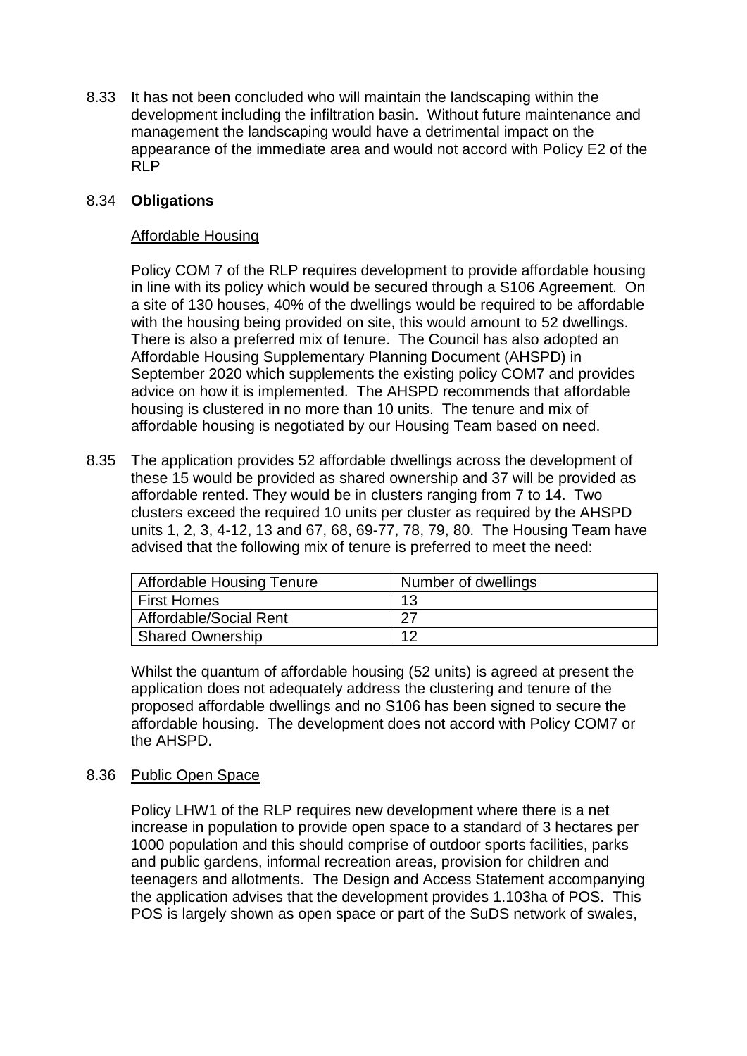8.33 It has not been concluded who will maintain the landscaping within the development including the infiltration basin. Without future maintenance and management the landscaping would have a detrimental impact on the appearance of the immediate area and would not accord with Policy E2 of the RLP

8.34 **Obligations**

Affordable Housing

Policy COM 7 of the RLP requires development to provide affordable housing in line with its policy which would be secured through a S106 Agreement. On a site of 130 houses, 40% of the dwellings would be required to be affordable with the housing being provided on site, this would amount to 52 dwellings. There is also a preferred mix of tenure. The Council has also adopted an Affordable Housing Supplementary Planning Document (AHSPD) in September 2020 which supplements the existing policy COM7 and provides advice on how it is implemented. The AHSPD recommends that affordable housing is clustered in no more than 10 units. The tenure and mix of affordable housing is negotiated by our Housing Team based on need.

8.35 The application provides 52 affordable dwellings across the development of these 15 would be provided as shared ownership and 37 will be provided as affordable rented. They would be in clusters ranging from 7 to 14. Two clusters exceed the required 10 units per cluster as required by the AHSPD units 1, 2, 3, 4-12, 13 and 67, 68, 69-77, 78, 79, 80. The Housing Team have advised that the following mix of tenure is preferred to meet the need:

| Affordable Housing Tenure | Number of dwellings |
|---|---|
| First Homes | 13 |
| Affordable/Social Rent | 27 |
| Shared Ownership | 12 |

Whilst the quantum of affordable housing (52 units) is agreed at present the application does not adequately address the clustering and tenure of the proposed affordable dwellings and no S106 has been signed to secure the affordable housing. The development does not accord with Policy COM7 or the AHSPD.

8.36 Public Open Space

Policy LHW1 of the RLP requires new development where there is a net increase in population to provide open space to a standard of 3 hectares per 1000 population and this should comprise of outdoor sports facilities, parks and public gardens, informal recreation areas, provision for children and teenagers and allotments. The Design and Access Statement accompanying the application advises that the development provides 1.103ha of POS. This POS is largely shown as open space or part of the SuDS network of swales,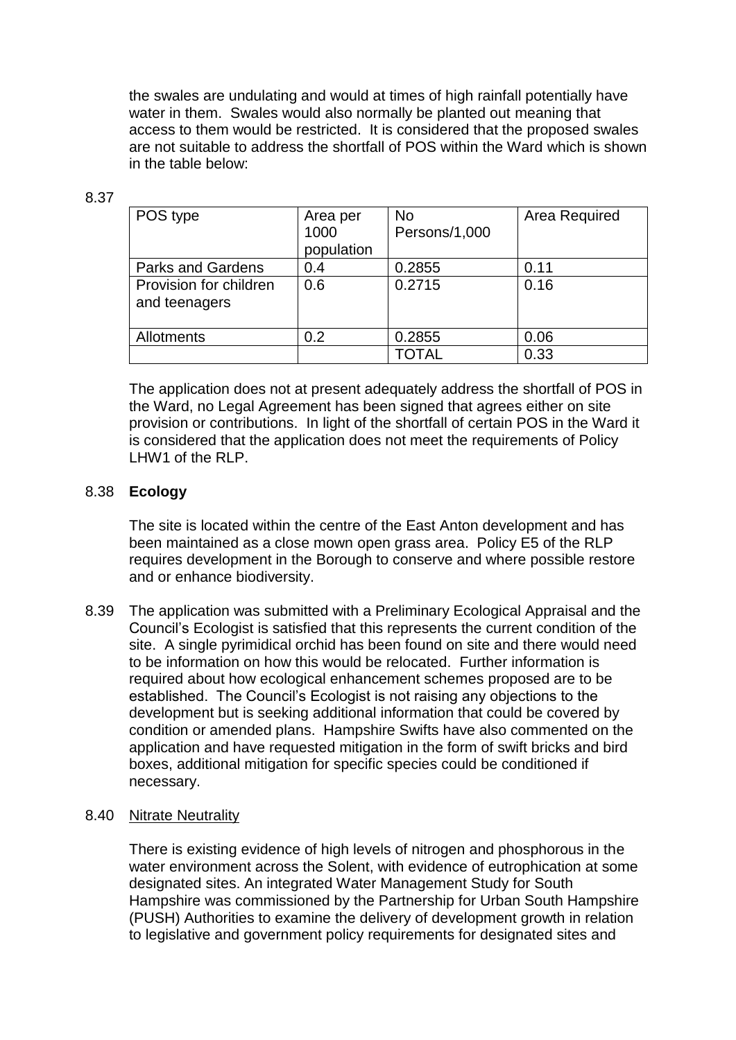the swales are undulating and would at times of high rainfall potentially have water in them. Swales would also normally be planted out meaning that access to them would be restricted. It is considered that the proposed swales are not suitable to address the shortfall of POS within the Ward which is shown in the table below:

8.37

| POS type | Area per 1000 population | No Persons/1,000 | Area Required |
|---|---|---|---|
| Parks and Gardens | 0.4 | 0.2855 | 0.11 |
| Provision for children and teenagers | 0.6 | 0.2715 | 0.16 |
| Allotments | 0.2 | 0.2855 | 0.06 |
| | | TOTAL | 0.33 |

The application does not at present adequately address the shortfall of POS in the Ward, no Legal Agreement has been signed that agrees either on site provision or contributions. In light of the shortfall of certain POS in the Ward it is considered that the application does not meet the requirements of Policy LHW1 of the RLP.

8.38 **Ecology**

The site is located within the centre of the East Anton development and has been maintained as a close mown open grass area. Policy E5 of the RLP requires development in the Borough to conserve and where possible restore and or enhance biodiversity.

8.39 The application was submitted with a Preliminary Ecological Appraisal and the Council's Ecologist is satisfied that this represents the current condition of the site. A single pyrimidical orchid has been found on site and there would need to be information on how this would be relocated. Further information is required about how ecological enhancement schemes proposed are to be established. The Council's Ecologist is not raising any objections to the development but is seeking additional information that could be covered by condition or amended plans. Hampshire Swifts have also commented on the application and have requested mitigation in the form of swift bricks and bird boxes, additional mitigation for specific species could be conditioned if necessary.

8.40 <u>Nitrate Neutrality</u>

There is existing evidence of high levels of nitrogen and phosphorous in the water environment across the Solent, with evidence of eutrophication at some designated sites. An integrated Water Management Study for South Hampshire was commissioned by the Partnership for Urban South Hampshire (PUSH) Authorities to examine the delivery of development growth in relation to legislative and government policy requirements for designated sites and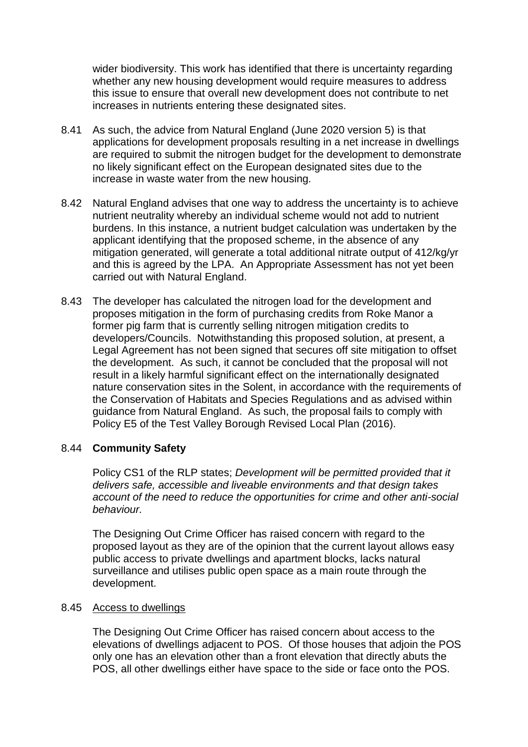wider biodiversity. This work has identified that there is uncertainty regarding whether any new housing development would require measures to address this issue to ensure that overall new development does not contribute to net increases in nutrients entering these designated sites.

8.41 As such, the advice from Natural England (June 2020 version 5) is that applications for development proposals resulting in a net increase in dwellings are required to submit the nitrogen budget for the development to demonstrate no likely significant effect on the European designated sites due to the increase in waste water from the new housing.

8.42 Natural England advises that one way to address the uncertainty is to achieve nutrient neutrality whereby an individual scheme would not add to nutrient burdens. In this instance, a nutrient budget calculation was undertaken by the applicant identifying that the proposed scheme, in the absence of any mitigation generated, will generate a total additional nitrate output of 412/kg/yr and this is agreed by the LPA. An Appropriate Assessment has not yet been carried out with Natural England.

8.43 The developer has calculated the nitrogen load for the development and proposes mitigation in the form of purchasing credits from Roke Manor a former pig farm that is currently selling nitrogen mitigation credits to developers/Councils. Notwithstanding this proposed solution, at present, a Legal Agreement has not been signed that secures off site mitigation to offset the development. As such, it cannot be concluded that the proposal will not result in a likely harmful significant effect on the internationally designated nature conservation sites in the Solent, in accordance with the requirements of the Conservation of Habitats and Species Regulations and as advised within guidance from Natural England. As such, the proposal fails to comply with Policy E5 of the Test Valley Borough Revised Local Plan (2016).

8.44 **Community Safety**

Policy CS1 of the RLP states; *Development will be permitted provided that it delivers safe, accessible and liveable environments and that design takes account of the need to reduce the opportunities for crime and other anti-social behaviour.*

The Designing Out Crime Officer has raised concern with regard to the proposed layout as they are of the opinion that the current layout allows easy public access to private dwellings and apartment blocks, lacks natural surveillance and utilises public open space as a main route through the development.

8.45 Access to dwellings

The Designing Out Crime Officer has raised concern about access to the elevations of dwellings adjacent to POS. Of those houses that adjoin the POS only one has an elevation other than a front elevation that directly abuts the POS, all other dwellings either have space to the side or face onto the POS.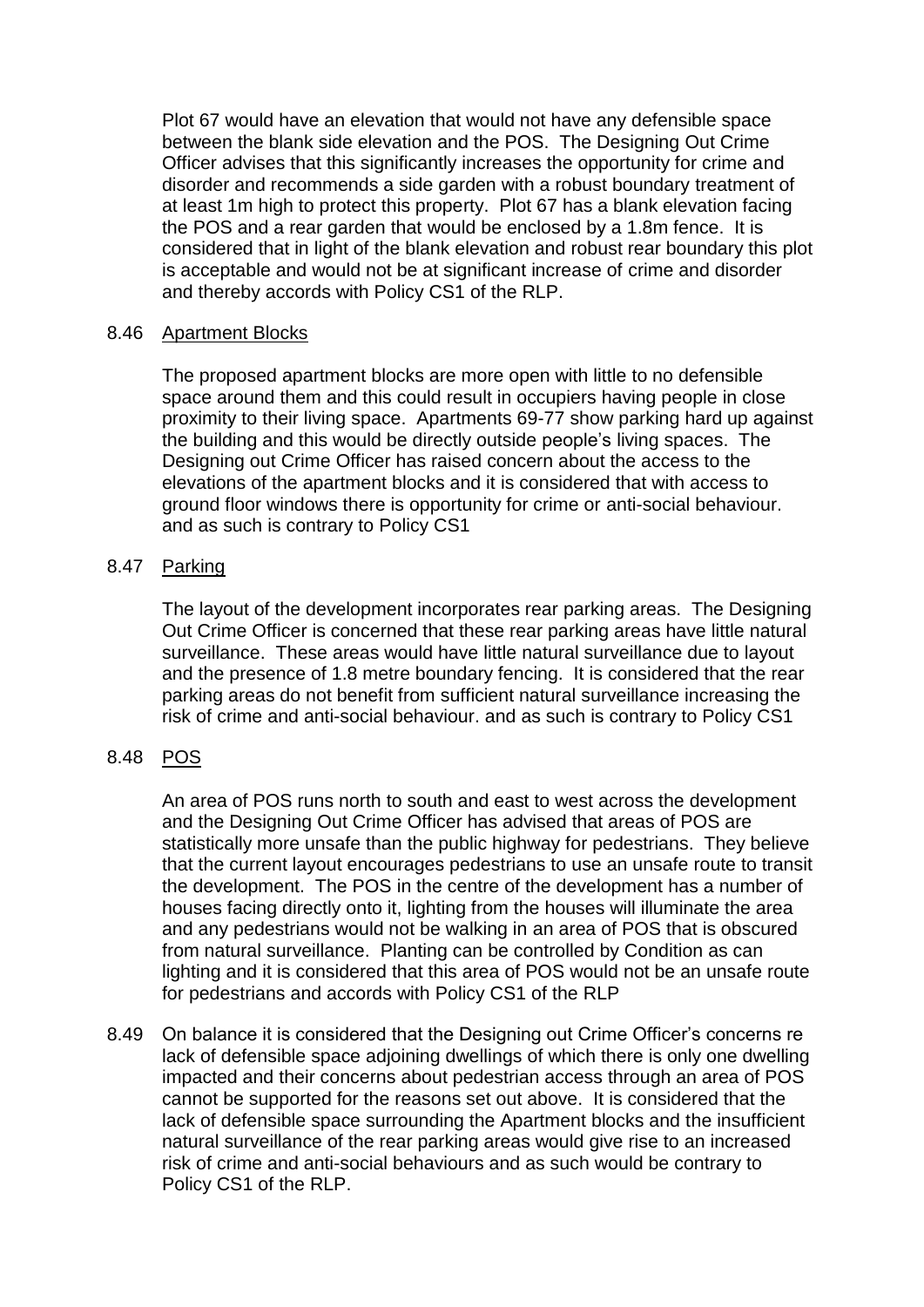Plot 67 would have an elevation that would not have any defensible space between the blank side elevation and the POS. The Designing Out Crime Officer advises that this significantly increases the opportunity for crime and disorder and recommends a side garden with a robust boundary treatment of at least 1m high to protect this property. Plot 67 has a blank elevation facing the POS and a rear garden that would be enclosed by a 1.8m fence. It is considered that in light of the blank elevation and robust rear boundary this plot is acceptable and would not be at significant increase of crime and disorder and thereby accords with Policy CS1 of the RLP.

8.46 <u>Apartment Blocks</u>

The proposed apartment blocks are more open with little to no defensible space around them and this could result in occupiers having people in close proximity to their living space. Apartments 69-77 show parking hard up against the building and this would be directly outside people's living spaces. The Designing out Crime Officer has raised concern about the access to the elevations of the apartment blocks and it is considered that with access to ground floor windows there is opportunity for crime or anti-social behaviour. and as such is contrary to Policy CS1

8.47 <u>Parking</u>

The layout of the development incorporates rear parking areas. The Designing Out Crime Officer is concerned that these rear parking areas have little natural surveillance. These areas would have little natural surveillance due to layout and the presence of 1.8 metre boundary fencing. It is considered that the rear parking areas do not benefit from sufficient natural surveillance increasing the risk of crime and anti-social behaviour. and as such is contrary to Policy CS1

8.48 <u>POS</u>

An area of POS runs north to south and east to west across the development and the Designing Out Crime Officer has advised that areas of POS are statistically more unsafe than the public highway for pedestrians. They believe that the current layout encourages pedestrians to use an unsafe route to transit the development. The POS in the centre of the development has a number of houses facing directly onto it, lighting from the houses will illuminate the area and any pedestrians would not be walking in an area of POS that is obscured from natural surveillance. Planting can be controlled by Condition as can lighting and it is considered that this area of POS would not be an unsafe route for pedestrians and accords with Policy CS1 of the RLP

8.49 On balance it is considered that the Designing out Crime Officer's concerns re lack of defensible space adjoining dwellings of which there is only one dwelling impacted and their concerns about pedestrian access through an area of POS cannot be supported for the reasons set out above. It is considered that the lack of defensible space surrounding the Apartment blocks and the insufficient natural surveillance of the rear parking areas would give rise to an increased risk of crime and anti-social behaviours and as such would be contrary to Policy CS1 of the RLP.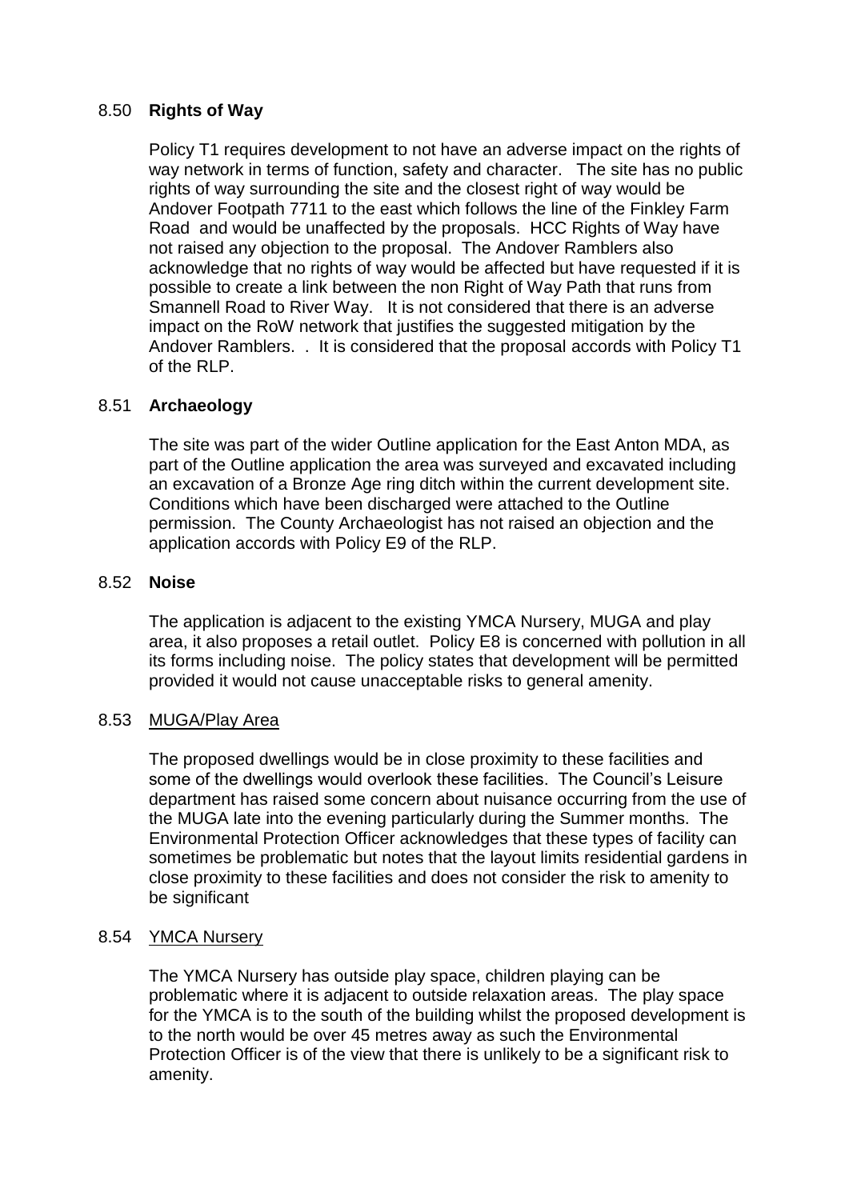8.50 **Rights of Way**

Policy T1 requires development to not have an adverse impact on the rights of way network in terms of function, safety and character. The site has no public rights of way surrounding the site and the closest right of way would be Andover Footpath 7711 to the east which follows the line of the Finkley Farm Road and would be unaffected by the proposals. HCC Rights of Way have not raised any objection to the proposal. The Andover Ramblers also acknowledge that no rights of way would be affected but have requested if it is possible to create a link between the non Right of Way Path that runs from Smannell Road to River Way. It is not considered that there is an adverse impact on the RoW network that justifies the suggested mitigation by the Andover Ramblers. . It is considered that the proposal accords with Policy T1 of the RLP.

8.51 **Archaeology**

The site was part of the wider Outline application for the East Anton MDA, as part of the Outline application the area was surveyed and excavated including an excavation of a Bronze Age ring ditch within the current development site. Conditions which have been discharged were attached to the Outline permission. The County Archaeologist has not raised an objection and the application accords with Policy E9 of the RLP.

8.52 **Noise**

The application is adjacent to the existing YMCA Nursery, MUGA and play area, it also proposes a retail outlet. Policy E8 is concerned with pollution in all its forms including noise. The policy states that development will be permitted provided it would not cause unacceptable risks to general amenity.

8.53 <u>MUGA/Play Area</u>

The proposed dwellings would be in close proximity to these facilities and some of the dwellings would overlook these facilities. The Council's Leisure department has raised some concern about nuisance occurring from the use of the MUGA late into the evening particularly during the Summer months. The Environmental Protection Officer acknowledges that these types of facility can sometimes be problematic but notes that the layout limits residential gardens in close proximity to these facilities and does not consider the risk to amenity to be significant

8.54 <u>YMCA Nursery</u>

The YMCA Nursery has outside play space, children playing can be problematic where it is adjacent to outside relaxation areas. The play space for the YMCA is to the south of the building whilst the proposed development is to the north would be over 45 metres away as such the Environmental Protection Officer is of the view that there is unlikely to be a significant risk to amenity.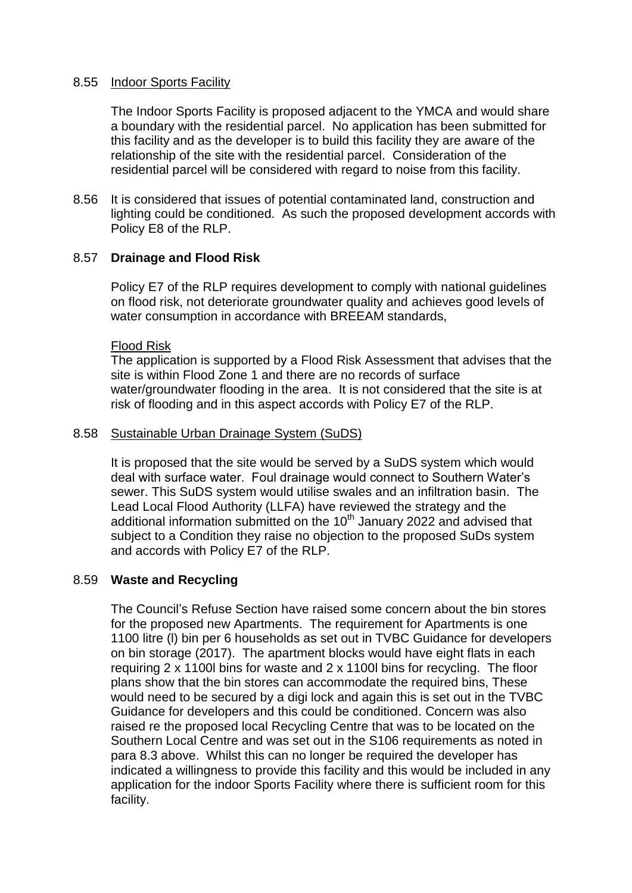8.55 Indoor Sports Facility

The Indoor Sports Facility is proposed adjacent to the YMCA and would share a boundary with the residential parcel. No application has been submitted for this facility and as the developer is to build this facility they are aware of the relationship of the site with the residential parcel. Consideration of the residential parcel will be considered with regard to noise from this facility.

8.56 It is considered that issues of potential contaminated land, construction and lighting could be conditioned. As such the proposed development accords with Policy E8 of the RLP.

8.57 **Drainage and Flood Risk**

Policy E7 of the RLP requires development to comply with national guidelines on flood risk, not deteriorate groundwater quality and achieves good levels of water consumption in accordance with BREEAM standards,

Flood Risk

The application is supported by a Flood Risk Assessment that advises that the site is within Flood Zone 1 and there are no records of surface water/groundwater flooding in the area. It is not considered that the site is at risk of flooding and in this aspect accords with Policy E7 of the RLP.

8.58 Sustainable Urban Drainage System (SuDS)

It is proposed that the site would be served by a SuDS system which would deal with surface water. Foul drainage would connect to Southern Water's sewer. This SuDS system would utilise swales and an infiltration basin. The Lead Local Flood Authority (LLFA) have reviewed the strategy and the additional information submitted on the 10th January 2022 and advised that subject to a Condition they raise no objection to the proposed SuDs system and accords with Policy E7 of the RLP.

8.59 **Waste and Recycling**

The Council's Refuse Section have raised some concern about the bin stores for the proposed new Apartments. The requirement for Apartments is one 1100 litre (l) bin per 6 households as set out in TVBC Guidance for developers on bin storage (2017). The apartment blocks would have eight flats in each requiring 2 x 1100l bins for waste and 2 x 1100l bins for recycling. The floor plans show that the bin stores can accommodate the required bins, These would need to be secured by a digi lock and again this is set out in the TVBC Guidance for developers and this could be conditioned. Concern was also raised re the proposed local Recycling Centre that was to be located on the Southern Local Centre and was set out in the S106 requirements as noted in para 8.3 above. Whilst this can no longer be required the developer has indicated a willingness to provide this facility and this would be included in any application for the indoor Sports Facility where there is sufficient room for this facility.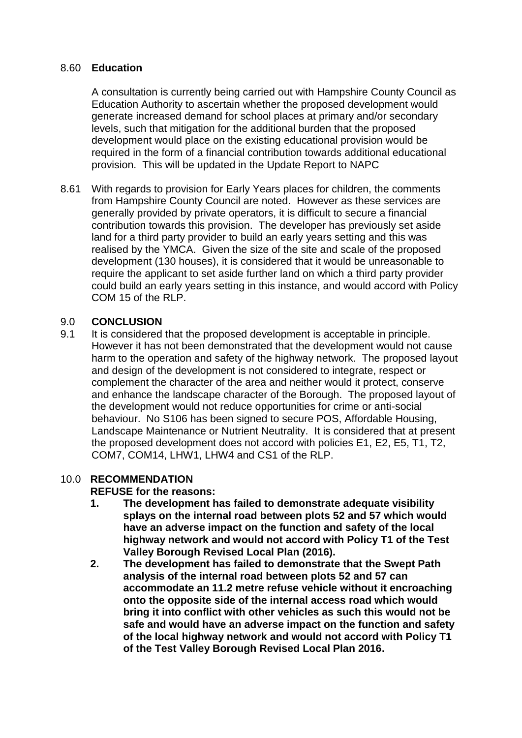8.60 **Education**

A consultation is currently being carried out with Hampshire County Council as Education Authority to ascertain whether the proposed development would generate increased demand for school places at primary and/or secondary levels, such that mitigation for the additional burden that the proposed development would place on the existing educational provision would be required in the form of a financial contribution towards additional educational provision. This will be updated in the Update Report to NAPC

8.61 With regards to provision for Early Years places for children, the comments from Hampshire County Council are noted. However as these services are generally provided by private operators, it is difficult to secure a financial contribution towards this provision. The developer has previously set aside land for a third party provider to build an early years setting and this was realised by the YMCA. Given the size of the site and scale of the proposed development (130 houses), it is considered that it would be unreasonable to require the applicant to set aside further land on which a third party provider could build an early years setting in this instance, and would accord with Policy COM 15 of the RLP.

## 9.0 CONCLUSION

9.1 It is considered that the proposed development is acceptable in principle. However it has not been demonstrated that the development would not cause harm to the operation and safety of the highway network. The proposed layout and design of the development is not considered to integrate, respect or complement the character of the area and neither would it protect, conserve and enhance the landscape character of the Borough. The proposed layout of the development would not reduce opportunities for crime or anti-social behaviour. No S106 has been signed to secure POS, Affordable Housing, Landscape Maintenance or Nutrient Neutrality. It is considered that at present the proposed development does not accord with policies E1, E2, E5, T1, T2, COM7, COM14, LHW1, LHW4 and CS1 of the RLP.

## 10.0 RECOMMENDATION

**REFUSE for the reasons:**

1. **The development has failed to demonstrate adequate visibility splays on the internal road between plots 52 and 57 which would have an adverse impact on the function and safety of the local highway network and would not accord with Policy T1 of the Test Valley Borough Revised Local Plan (2016).**
2. **The development has failed to demonstrate that the Swept Path analysis of the internal road between plots 52 and 57 can accommodate an 11.2 metre refuse vehicle without it encroaching onto the opposite side of the internal access road which would bring it into conflict with other vehicles as such this would not be safe and would have an adverse impact on the function and safety of the local highway network and would not accord with Policy T1 of the Test Valley Borough Revised Local Plan 2016.**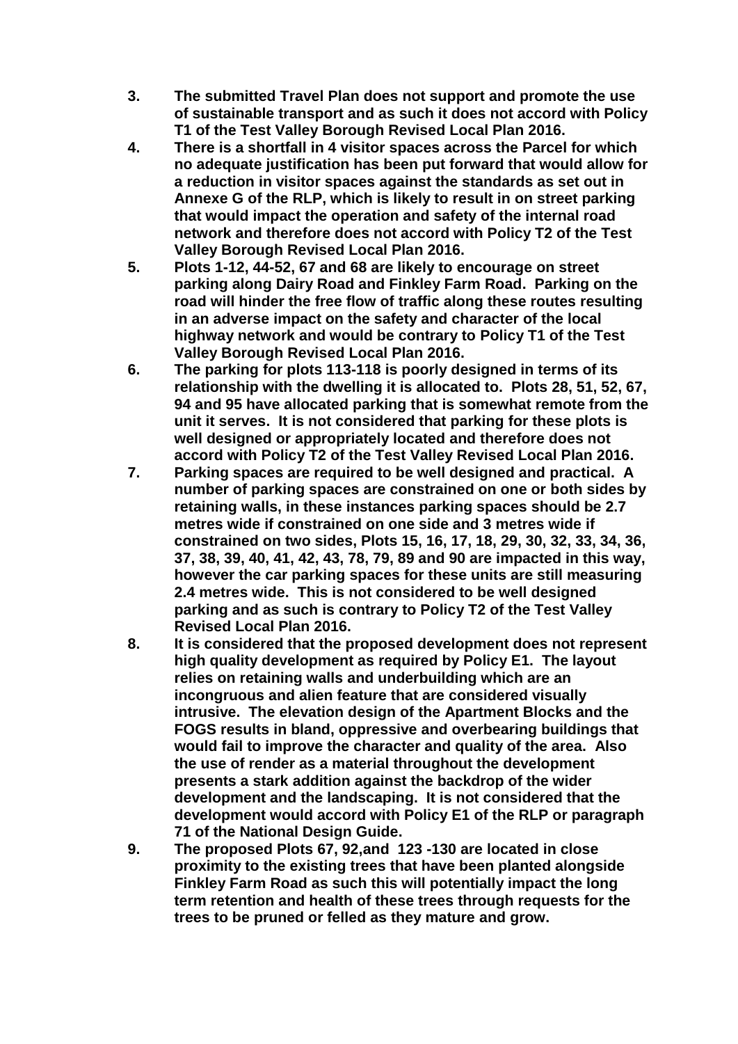3. **The submitted Travel Plan does not support and promote the use of sustainable transport and as such it does not accord with Policy T1 of the Test Valley Borough Revised Local Plan 2016.**
4. **There is a shortfall in 4 visitor spaces across the Parcel for which no adequate justification has been put forward that would allow for a reduction in visitor spaces against the standards as set out in Annexe G of the RLP, which is likely to result in on street parking that would impact the operation and safety of the internal road network and therefore does not accord with Policy T2 of the Test Valley Borough Revised Local Plan 2016.**
5. **Plots 1-12, 44-52, 67 and 68 are likely to encourage on street parking along Dairy Road and Finkley Farm Road. Parking on the road will hinder the free flow of traffic along these routes resulting in an adverse impact on the safety and character of the local highway network and would be contrary to Policy T1 of the Test Valley Borough Revised Local Plan 2016.**
6. **The parking for plots 113-118 is poorly designed in terms of its relationship with the dwelling it is allocated to. Plots 28, 51, 52, 67, 94 and 95 have allocated parking that is somewhat remote from the unit it serves. It is not considered that parking for these plots is well designed or appropriately located and therefore does not accord with Policy T2 of the Test Valley Revised Local Plan 2016.**
7. **Parking spaces are required to be well designed and practical. A number of parking spaces are constrained on one or both sides by retaining walls, in these instances parking spaces should be 2.7 metres wide if constrained on one side and 3 metres wide if constrained on two sides, Plots 15, 16, 17, 18, 29, 30, 32, 33, 34, 36, 37, 38, 39, 40, 41, 42, 43, 78, 79, 89 and 90 are impacted in this way, however the car parking spaces for these units are still measuring 2.4 metres wide. This is not considered to be well designed parking and as such is contrary to Policy T2 of the Test Valley Revised Local Plan 2016.**
8. **It is considered that the proposed development does not represent high quality development as required by Policy E1. The layout relies on retaining walls and underbuilding which are an incongruous and alien feature that are considered visually intrusive. The elevation design of the Apartment Blocks and the FOGS results in bland, oppressive and overbearing buildings that would fail to improve the character and quality of the area. Also the use of render as a material throughout the development presents a stark addition against the backdrop of the wider development and the landscaping. It is not considered that the development would accord with Policy E1 of the RLP or paragraph 71 of the National Design Guide.**
9. **The proposed Plots 67, 92,and 123 -130 are located in close proximity to the existing trees that have been planted alongside Finkley Farm Road as such this will potentially impact the long term retention and health of these trees through requests for the trees to be pruned or felled as they mature and grow.**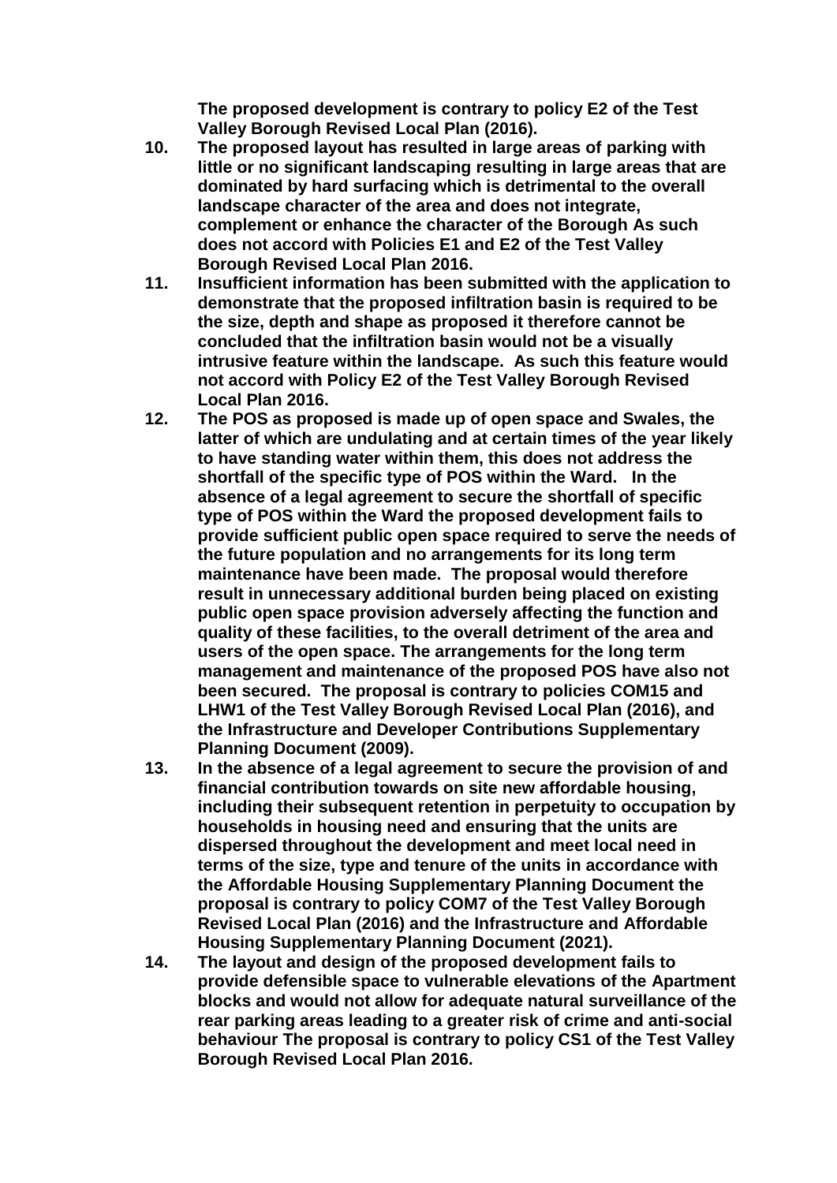**The proposed development is contrary to policy E2 of the Test Valley Borough Revised Local Plan (2016).**

10. **The proposed layout has resulted in large areas of parking with little or no significant landscaping resulting in large areas that are dominated by hard surfacing which is detrimental to the overall landscape character of the area and does not integrate, complement or enhance the character of the Borough As such does not accord with Policies E1 and E2 of the Test Valley Borough Revised Local Plan 2016.**
11. **Insufficient information has been submitted with the application to demonstrate that the proposed infiltration basin is required to be the size, depth and shape as proposed it therefore cannot be concluded that the infiltration basin would not be a visually intrusive feature within the landscape. As such this feature would not accord with Policy E2 of the Test Valley Borough Revised Local Plan 2016.**
12. **The POS as proposed is made up of open space and Swales, the latter of which are undulating and at certain times of the year likely to have standing water within them, this does not address the shortfall of the specific type of POS within the Ward. In the absence of a legal agreement to secure the shortfall of specific type of POS within the Ward the proposed development fails to provide sufficient public open space required to serve the needs of the future population and no arrangements for its long term maintenance have been made. The proposal would therefore result in unnecessary additional burden being placed on existing public open space provision adversely affecting the function and quality of these facilities, to the overall detriment of the area and users of the open space. The arrangements for the long term management and maintenance of the proposed POS have also not been secured. The proposal is contrary to policies COM15 and LHW1 of the Test Valley Borough Revised Local Plan (2016), and the Infrastructure and Developer Contributions Supplementary Planning Document (2009).**
13. **In the absence of a legal agreement to secure the provision of and financial contribution towards on site new affordable housing, including their subsequent retention in perpetuity to occupation by households in housing need and ensuring that the units are dispersed throughout the development and meet local need in terms of the size, type and tenure of the units in accordance with the Affordable Housing Supplementary Planning Document the proposal is contrary to policy COM7 of the Test Valley Borough Revised Local Plan (2016) and the Infrastructure and Affordable Housing Supplementary Planning Document (2021).**
14. **The layout and design of the proposed development fails to provide defensible space to vulnerable elevations of the Apartment blocks and would not allow for adequate natural surveillance of the rear parking areas leading to a greater risk of crime and anti-social behaviour The proposal is contrary to policy CS1 of the Test Valley Borough Revised Local Plan 2016.**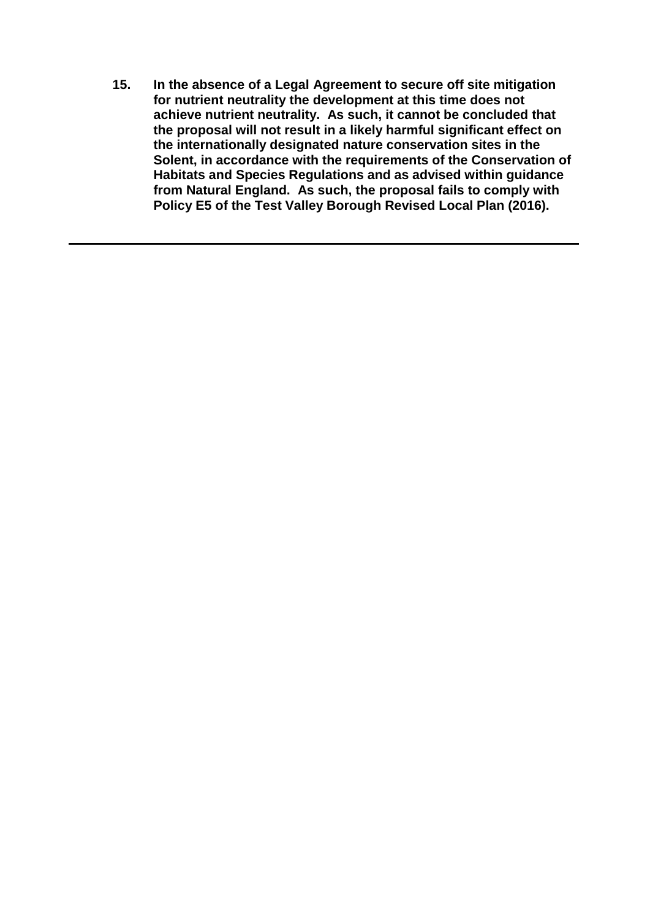**15. In the absence of a Legal Agreement to secure off site mitigation for nutrient neutrality the development at this time does not achieve nutrient neutrality. As such, it cannot be concluded that the proposal will not result in a likely harmful significant effect on the internationally designated nature conservation sites in the Solent, in accordance with the requirements of the Conservation of Habitats and Species Regulations and as advised within guidance from Natural England. As such, the proposal fails to comply with Policy E5 of the Test Valley Borough Revised Local Plan (2016).**

---